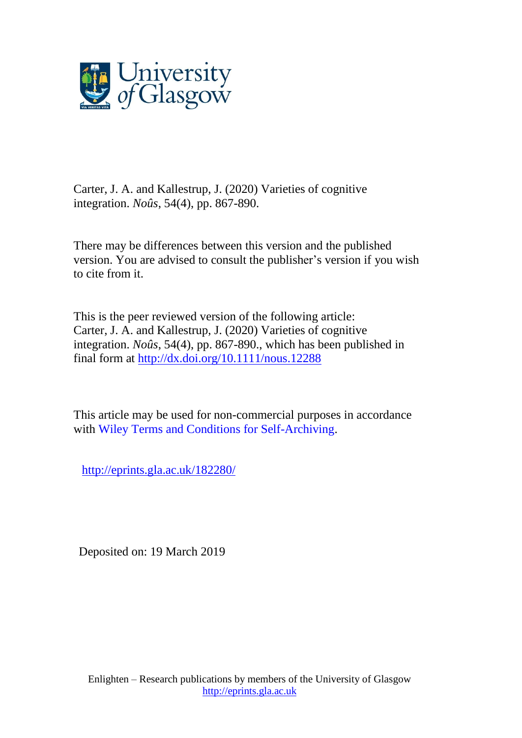Carter, J. A. and Kallestrup, J. (2020) Varieties of cognitive integration. *Noûs*, 54(4), pp. 867-890.

There may be differences between this version and the published version. You are advised to consult the publisher's version if you wish to cite from it.

This is the peer reviewed version of the following article: Carter, J. A. and Kallestrup, J. (2020) Varieties of cognitive integration. *Noûs*, 54(4), pp. 867-890., which has been published in final form at http://dx.doi.org/10.1111/nous.12288

This article may be used for non-commercial purposes in accordance with Wiley Terms and Conditions for Self-Archiving.

http://eprints.gla.ac.uk/182280/

Deposited on: 19 March 2019

Enlighten – Research publications by members of the University of Glasgow
http://eprints.gla.ac.uk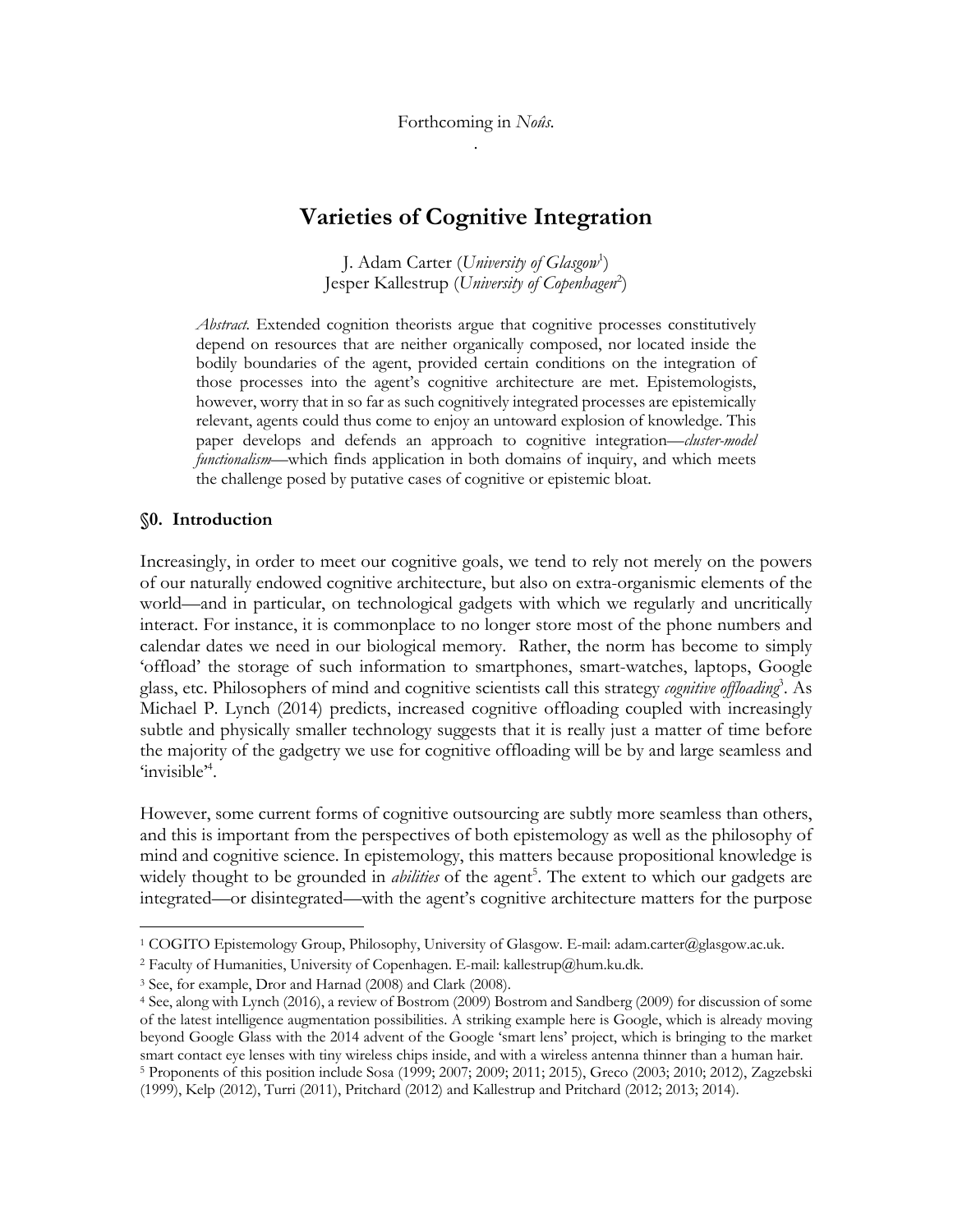Forthcoming in *Noûs*.

# Varieties of Cognitive Integration

J. Adam Carter (*University of Glasgow*[1])
Jesper Kallestrup (*University of Copenhagen*[2])

*Abstract.* Extended cognition theorists argue that cognitive processes constitutively depend on resources that are neither organically composed, nor located inside the bodily boundaries of the agent, provided certain conditions on the integration of those processes into the agent's cognitive architecture are met. Epistemologists, however, worry that in so far as such cognitively integrated processes are epistemically relevant, agents could thus come to enjoy an untoward explosion of knowledge. This paper develops and defends an approach to cognitive integration—*cluster-model functionalism*—which finds application in both domains of inquiry, and which meets the challenge posed by putative cases of cognitive or epistemic bloat.

## §0. Introduction

Increasingly, in order to meet our cognitive goals, we tend to rely not merely on the powers of our naturally endowed cognitive architecture, but also on extra-organismic elements of the world—and in particular, on technological gadgets with which we regularly and uncritically interact. For instance, it is commonplace to no longer store most of the phone numbers and calendar dates we need in our biological memory. Rather, the norm has become to simply 'offload' the storage of such information to smartphones, smart-watches, laptops, Google glass, etc. Philosophers of mind and cognitive scientists call this strategy *cognitive offloading*[3]. As Michael P. Lynch (2014) predicts, increased cognitive offloading coupled with increasingly subtle and physically smaller technology suggests that it is really just a matter of time before the majority of the gadgetry we use for cognitive offloading will be by and large seamless and 'invisible'[4].

However, some current forms of cognitive outsourcing are subtly more seamless than others, and this is important from the perspectives of both epistemology as well as the philosophy of mind and cognitive science. In epistemology, this matters because propositional knowledge is widely thought to be grounded in *abilities* of the agent[5]. The extent to which our gadgets are integrated—or disintegrated—with the agent's cognitive architecture matters for the purpose

---

[1] COGITO Epistemology Group, Philosophy, University of Glasgow. E-mail: adam.carter@glasgow.ac.uk.

[2] Faculty of Humanities, University of Copenhagen. E-mail: kallestrup@hum.ku.dk.

[3] See, for example, Dror and Harnad (2008) and Clark (2008).

[4] See, along with Lynch (2016), a review of Bostrom (2009) Bostrom and Sandberg (2009) for discussion of some of the latest intelligence augmentation possibilities. A striking example here is Google, which is already moving beyond Google Glass with the 2014 advent of the Google 'smart lens' project, which is bringing to the market smart contact eye lenses with tiny wireless chips inside, and with a wireless antenna thinner than a human hair.

[5] Proponents of this position include Sosa (1999; 2007; 2009; 2011; 2015), Greco (2003; 2010; 2012), Zagzebski (1999), Kelp (2012), Turri (2011), Pritchard (2012) and Kallestrup and Pritchard (2012; 2013; 2014).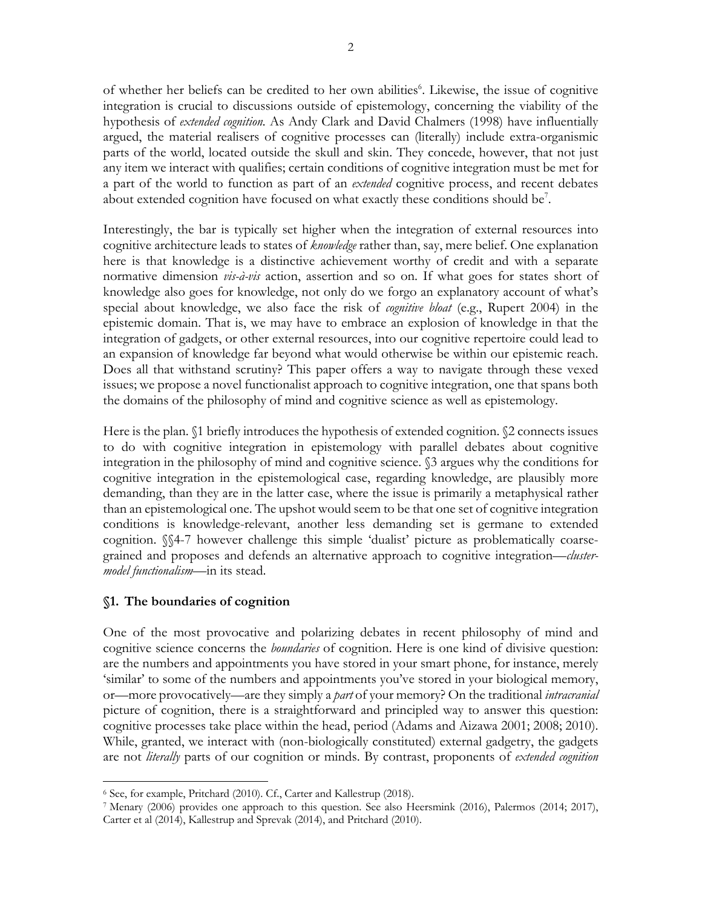of whether her beliefs can be credited to her own abilities[6]. Likewise, the issue of cognitive integration is crucial to discussions outside of epistemology, concerning the viability of the hypothesis of *extended cognition.* As Andy Clark and David Chalmers (1998) have influentially argued, the material realisers of cognitive processes can (literally) include extra-organismic parts of the world, located outside the skull and skin. They concede, however, that not just any item we interact with qualifies; certain conditions of cognitive integration must be met for a part of the world to function as part of an *extended* cognitive process, and recent debates about extended cognition have focused on what exactly these conditions should be[7].

Interestingly, the bar is typically set higher when the integration of external resources into cognitive architecture leads to states of *knowledge* rather than, say, mere belief. One explanation here is that knowledge is a distinctive achievement worthy of credit and with a separate normative dimension *vis-à-vis* action, assertion and so on. If what goes for states short of knowledge also goes for knowledge, not only do we forgo an explanatory account of what's special about knowledge, we also face the risk of *cognitive bloat* (e.g., Rupert 2004) in the epistemic domain. That is, we may have to embrace an explosion of knowledge in that the integration of gadgets, or other external resources, into our cognitive repertoire could lead to an expansion of knowledge far beyond what would otherwise be within our epistemic reach. Does all that withstand scrutiny? This paper offers a way to navigate through these vexed issues; we propose a novel functionalist approach to cognitive integration, one that spans both the domains of the philosophy of mind and cognitive science as well as epistemology.

Here is the plan. §1 briefly introduces the hypothesis of extended cognition. §2 connects issues to do with cognitive integration in epistemology with parallel debates about cognitive integration in the philosophy of mind and cognitive science. §3 argues why the conditions for cognitive integration in the epistemological case, regarding knowledge, are plausibly more demanding, than they are in the latter case, where the issue is primarily a metaphysical rather than an epistemological one. The upshot would seem to be that one set of cognitive integration conditions is knowledge-relevant, another less demanding set is germane to extended cognition. §§4-7 however challenge this simple 'dualist' picture as problematically coarse-grained and proposes and defends an alternative approach to cognitive integration—*cluster-model functionalism*—in its stead.

## §1. The boundaries of cognition

One of the most provocative and polarizing debates in recent philosophy of mind and cognitive science concerns the *boundaries* of cognition. Here is one kind of divisive question: are the numbers and appointments you have stored in your smart phone, for instance, merely 'similar' to some of the numbers and appointments you've stored in your biological memory, or—more provocatively—are they simply a *part* of your memory? On the traditional *intracranial* picture of cognition, there is a straightforward and principled way to answer this question: cognitive processes take place within the head, period (Adams and Aizawa 2001; 2008; 2010). While, granted, we interact with (non-biologically constituted) external gadgetry, the gadgets are not *literally* parts of our cognition or minds. By contrast, proponents of *extended cognition*

---

[6] See, for example, Pritchard (2010). Cf., Carter and Kallestrup (2018).

[7] Menary (2006) provides one approach to this question. See also Heersmink (2016), Palermos (2014; 2017), Carter et al (2014), Kallestrup and Sprevak (2014), and Pritchard (2010).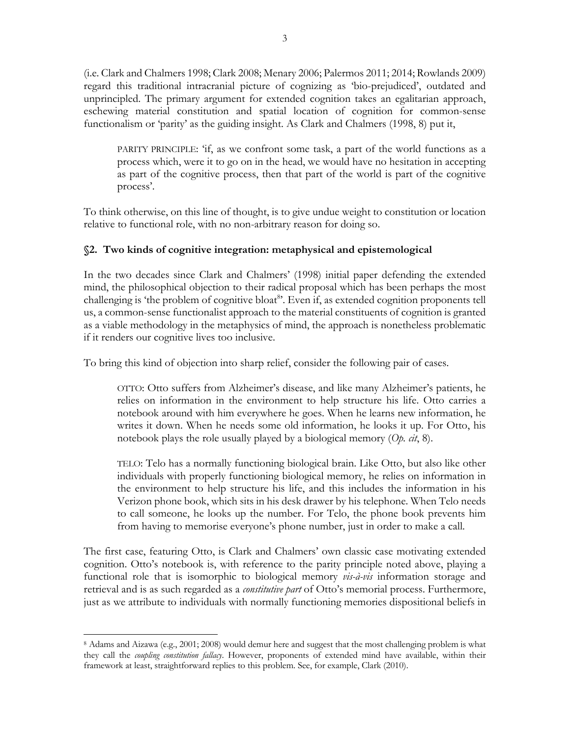(i.e. Clark and Chalmers 1998; Clark 2008; Menary 2006; Palermos 2011; 2014; Rowlands 2009) regard this traditional intracranial picture of cognizing as 'bio-prejudiced', outdated and unprincipled. The primary argument for extended cognition takes an egalitarian approach, eschewing material constitution and spatial location of cognition for common-sense functionalism or 'parity' as the guiding insight. As Clark and Chalmers (1998, 8) put it,

> PARITY PRINCIPLE: 'if, as we confront some task, a part of the world functions as a process which, were it to go on in the head, we would have no hesitation in accepting as part of the cognitive process, then that part of the world is part of the cognitive process'.

To think otherwise, on this line of thought, is to give undue weight to constitution or location relative to functional role, with no non-arbitrary reason for doing so.

## §2. Two kinds of cognitive integration: metaphysical and epistemological

In the two decades since Clark and Chalmers' (1998) initial paper defending the extended mind, the philosophical objection to their radical proposal which has been perhaps the most challenging is 'the problem of cognitive bloat[8]'. Even if, as extended cognition proponents tell us, a common-sense functionalist approach to the material constituents of cognition is granted as a viable methodology in the metaphysics of mind, the approach is nonetheless problematic if it renders our cognitive lives too inclusive.

To bring this kind of objection into sharp relief, consider the following pair of cases.

> OTTO: Otto suffers from Alzheimer's disease, and like many Alzheimer's patients, he relies on information in the environment to help structure his life. Otto carries a notebook around with him everywhere he goes. When he learns new information, he writes it down. When he needs some old information, he looks it up. For Otto, his notebook plays the role usually played by a biological memory (*Op. cit*, 8).

> TELO: Telo has a normally functioning biological brain. Like Otto, but also like other individuals with properly functioning biological memory, he relies on information in the environment to help structure his life, and this includes the information in his Verizon phone book, which sits in his desk drawer by his telephone. When Telo needs to call someone, he looks up the number. For Telo, the phone book prevents him from having to memorise everyone's phone number, just in order to make a call.

The first case, featuring Otto, is Clark and Chalmers' own classic case motivating extended cognition. Otto's notebook is, with reference to the parity principle noted above, playing a functional role that is isomorphic to biological memory *vis-à-vis* information storage and retrieval and is as such regarded as a *constitutive part* of Otto's memorial process. Furthermore, just as we attribute to individuals with normally functioning memories dispositional beliefs in

---

[8] Adams and Aizawa (e.g., 2001; 2008) would demur here and suggest that the most challenging problem is what they call the *coupling constitution fallacy*. However, proponents of extended mind have available, within their framework at least, straightforward replies to this problem. See, for example, Clark (2010).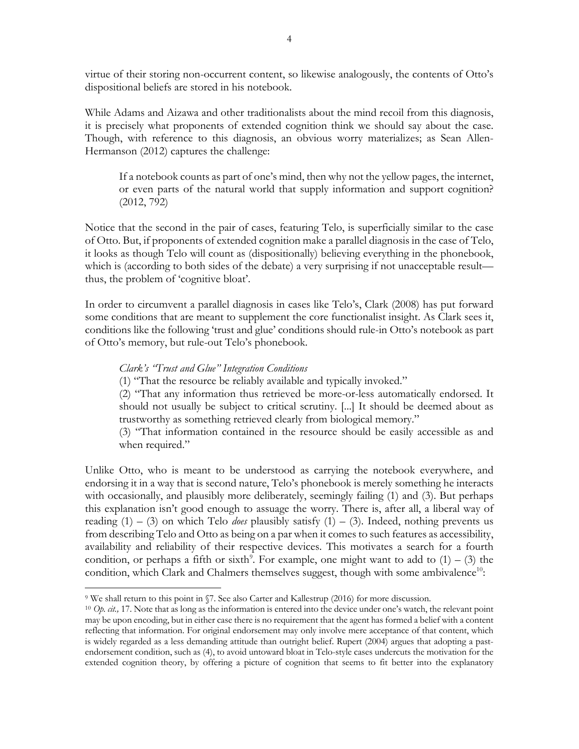virtue of their storing non-occurrent content, so likewise analogously, the contents of Otto's dispositional beliefs are stored in his notebook.

While Adams and Aizawa and other traditionalists about the mind recoil from this diagnosis, it is precisely what proponents of extended cognition think we should say about the case. Though, with reference to this diagnosis, an obvious worry materializes; as Sean Allen-Hermanson (2012) captures the challenge:

> If a notebook counts as part of one's mind, then why not the yellow pages, the internet, or even parts of the natural world that supply information and support cognition? (2012, 792)

Notice that the second in the pair of cases, featuring Telo, is superficially similar to the case of Otto. But, if proponents of extended cognition make a parallel diagnosis in the case of Telo, it looks as though Telo will count as (dispositionally) believing everything in the phonebook, which is (according to both sides of the debate) a very surprising if not unacceptable result—thus, the problem of 'cognitive bloat'.

In order to circumvent a parallel diagnosis in cases like Telo's, Clark (2008) has put forward some conditions that are meant to supplement the core functionalist insight. As Clark sees it, conditions like the following 'trust and glue' conditions should rule-in Otto's notebook as part of Otto's memory, but rule-out Telo's phonebook.

> *Clark's "Trust and Glue" Integration Conditions*
>
> (1) "That the resource be reliably available and typically invoked."
>
> (2) "That any information thus retrieved be more-or-less automatically endorsed. It should not usually be subject to critical scrutiny. [...] It should be deemed about as trustworthy as something retrieved clearly from biological memory."
>
> (3) "That information contained in the resource should be easily accessible as and when required."

Unlike Otto, who is meant to be understood as carrying the notebook everywhere, and endorsing it in a way that is second nature, Telo's phonebook is merely something he interacts with occasionally, and plausibly more deliberately, seemingly failing (1) and (3). But perhaps this explanation isn't good enough to assuage the worry. There is, after all, a liberal way of reading (1) – (3) on which Telo *does* plausibly satisfy (1) – (3). Indeed, nothing prevents us from describing Telo and Otto as being on a par when it comes to such features as accessibility, availability and reliability of their respective devices. This motivates a search for a fourth condition, or perhaps a fifth or sixth[9]. For example, one might want to add to (1) – (3) the condition, which Clark and Chalmers themselves suggest, though with some ambivalence[10]:

---

[9] We shall return to this point in §7. See also Carter and Kallestrup (2016) for more discussion.

[10] *Op. cit.,* 17. Note that as long as the information is entered into the device under one's watch, the relevant point may be upon encoding, but in either case there is no requirement that the agent has formed a belief with a content reflecting that information. For original endorsement may only involve mere acceptance of that content, which is widely regarded as a less demanding attitude than outright belief. Rupert (2004) argues that adopting a past-endorsement condition, such as (4), to avoid untoward bloat in Telo-style cases undercuts the motivation for the extended cognition theory, by offering a picture of cognition that seems to fit better into the explanatory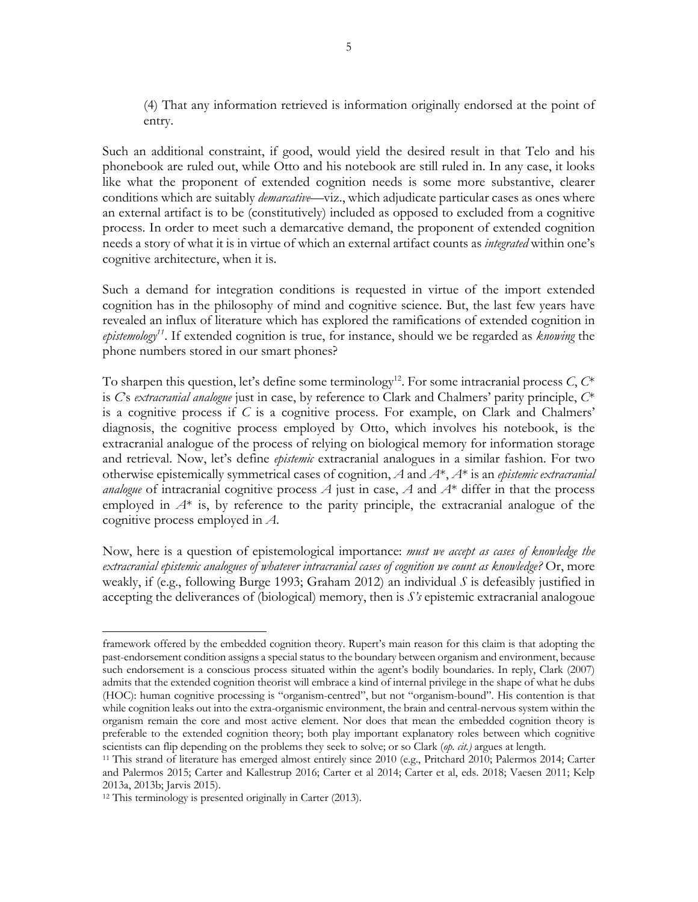(4) That any information retrieved is information originally endorsed at the point of entry.

Such an additional constraint, if good, would yield the desired result in that Telo and his phonebook are ruled out, while Otto and his notebook are still ruled in. In any case, it looks like what the proponent of extended cognition needs is some more substantive, clearer conditions which are suitably *demarcative*—viz., which adjudicate particular cases as ones where an external artifact is to be (constitutively) included as opposed to excluded from a cognitive process. In order to meet such a demarcative demand, the proponent of extended cognition needs a story of what it is in virtue of which an external artifact counts as *integrated* within one's cognitive architecture, when it is.

Such a demand for integration conditions is requested in virtue of the import extended cognition has in the philosophy of mind and cognitive science. But, the last few years have revealed an influx of literature which has explored the ramifications of extended cognition in *epistemology*[11]. If extended cognition is true, for instance, should we be regarded as *knowing* the phone numbers stored in our smart phones?

To sharpen this question, let's define some terminology[12]. For some intracranial process $C$, $C^*$ is $C$'s *extracranial analogue* just in case, by reference to Clark and Chalmers' parity principle, $C^*$ is a cognitive process if $C$ is a cognitive process. For example, on Clark and Chalmers' diagnosis, the cognitive process employed by Otto, which involves his notebook, is the extracranial analogue of the process of relying on biological memory for information storage and retrieval. Now, let's define *epistemic* extracranial analogues in a similar fashion. For two otherwise epistemically symmetrical cases of cognition, $A$ and $A^*$, $A^*$ is an *epistemic extracranial analogue* of intracranial cognitive process $A$ just in case, $A$ and $A^*$ differ in that the process employed in $A^*$ is, by reference to the parity principle, the extracranial analogue of the cognitive process employed in $A$.

Now, here is a question of epistemological importance: *must we accept as cases of knowledge the extracranial epistemic analogues of whatever intracranial cases of cognition we count as knowledge?* Or, more weakly, if (e.g., following Burge 1993; Graham 2012) an individual $S$ is defeasibly justified in accepting the deliverances of (biological) memory, then is *S's* epistemic extracranial analogoue

---

framework offered by the embedded cognition theory. Rupert's main reason for this claim is that adopting the past-endorsement condition assigns a special status to the boundary between organism and environment, because such endorsement is a conscious process situated within the agent's bodily boundaries. In reply, Clark (2007) admits that the extended cognition theorist will embrace a kind of internal privilege in the shape of what he dubs (HOC): human cognitive processing is "organism-centred", but not "organism-bound". His contention is that while cognition leaks out into the extra-organismic environment, the brain and central-nervous system within the organism remain the core and most active element. Nor does that mean the embedded cognition theory is preferable to the extended cognition theory; both play important explanatory roles between which cognitive scientists can flip depending on the problems they seek to solve; or so Clark (*op. cit.)* argues at length.

[11] This strand of literature has emerged almost entirely since 2010 (e.g., Pritchard 2010; Palermos 2014; Carter and Palermos 2015; Carter and Kallestrup 2016; Carter et al 2014; Carter et al, eds. 2018; Vaesen 2011; Kelp 2013a, 2013b; Jarvis 2015).

[12] This terminology is presented originally in Carter (2013).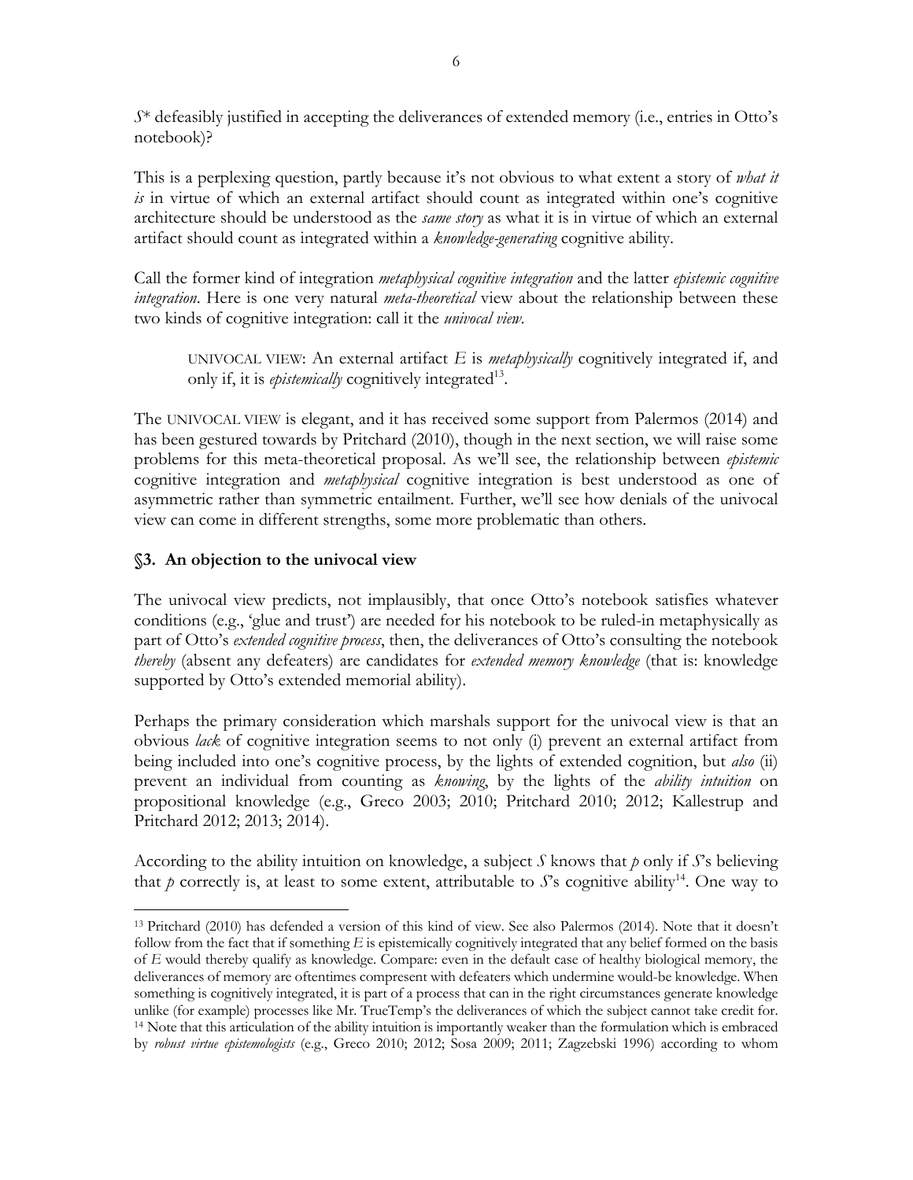$S$* defeasibly justified in accepting the deliverances of extended memory (i.e., entries in Otto's notebook)?

This is a perplexing question, partly because it's not obvious to what extent a story of *what it is* in virtue of which an external artifact should count as integrated within one's cognitive architecture should be understood as the *same story* as what it is in virtue of which an external artifact should count as integrated within a *knowledge-generating* cognitive ability.

Call the former kind of integration *metaphysical cognitive integration* and the latter *epistemic cognitive integration*. Here is one very natural *meta-theoretical* view about the relationship between these two kinds of cognitive integration: call it the *univocal view*.

> UNIVOCAL VIEW: An external artifact $E$ is *metaphysically* cognitively integrated if, and only if, it is *epistemically* cognitively integrated[13].

The UNIVOCAL VIEW is elegant, and it has received some support from Palermos (2014) and has been gestured towards by Pritchard (2010), though in the next section, we will raise some problems for this meta-theoretical proposal. As we'll see, the relationship between *epistemic* cognitive integration and *metaphysical* cognitive integration is best understood as one of asymmetric rather than symmetric entailment. Further, we'll see how denials of the univocal view can come in different strengths, some more problematic than others.

## §3. An objection to the univocal view

The univocal view predicts, not implausibly, that once Otto's notebook satisfies whatever conditions (e.g., 'glue and trust') are needed for his notebook to be ruled-in metaphysically as part of Otto's *extended cognitive process*, then, the deliverances of Otto's consulting the notebook *thereby* (absent any defeaters) are candidates for *extended memory knowledge* (that is: knowledge supported by Otto's extended memorial ability).

Perhaps the primary consideration which marshals support for the univocal view is that an obvious *lack* of cognitive integration seems to not only (i) prevent an external artifact from being included into one's cognitive process, by the lights of extended cognition, but *also* (ii) prevent an individual from counting as *knowing*, by the lights of the *ability intuition* on propositional knowledge (e.g., Greco 2003; 2010; Pritchard 2010; 2012; Kallestrup and Pritchard 2012; 2013; 2014).

According to the ability intuition on knowledge, a subject $S$ knows that $p$ only if $S$'s believing that $p$ correctly is, at least to some extent, attributable to $S$'s cognitive ability[14]. One way to

---

[13] Pritchard (2010) has defended a version of this kind of view. See also Palermos (2014). Note that it doesn't follow from the fact that if something $E$ is epistemically cognitively integrated that any belief formed on the basis of $E$ would thereby qualify as knowledge. Compare: even in the default case of healthy biological memory, the deliverances of memory are oftentimes compresent with defeaters which undermine would-be knowledge. When something is cognitively integrated, it is part of a process that can in the right circumstances generate knowledge unlike (for example) processes like Mr. TrueTemp's the deliverances of which the subject cannot take credit for.

[14] Note that this articulation of the ability intuition is importantly weaker than the formulation which is embraced by *robust virtue epistemologists* (e.g., Greco 2010; 2012; Sosa 2009; 2011; Zagzebski 1996) according to whom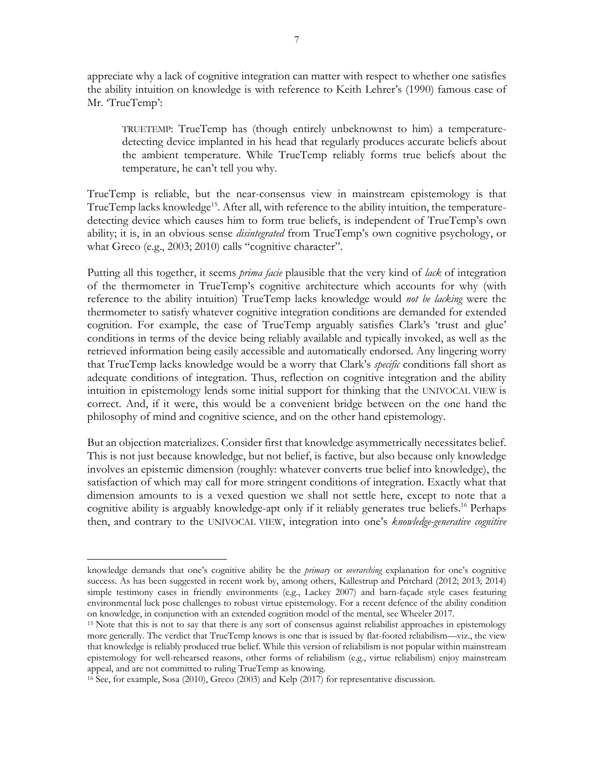appreciate why a lack of cognitive integration can matter with respect to whether one satisfies the ability intuition on knowledge is with reference to Keith Lehrer's (1990) famous case of Mr. 'TrueTemp':

> TRUETEMP: TrueTemp has (though entirely unbeknownst to him) a temperature-detecting device implanted in his head that regularly produces accurate beliefs about the ambient temperature. While TrueTemp reliably forms true beliefs about the temperature, he can't tell you why.

TrueTemp is reliable, but the near-consensus view in mainstream epistemology is that TrueTemp lacks knowledge[15]. After all, with reference to the ability intuition, the temperature-detecting device which causes him to form true beliefs, is independent of TrueTemp's own ability; it is, in an obvious sense *disintegrated* from TrueTemp's own cognitive psychology, or what Greco (e.g., 2003; 2010) calls "cognitive character".

Putting all this together, it seems *prima facie* plausible that the very kind of *lack* of integration of the thermometer in TrueTemp's cognitive architecture which accounts for why (with reference to the ability intuition) TrueTemp lacks knowledge would *not be lacking* were the thermometer to satisfy whatever cognitive integration conditions are demanded for extended cognition. For example, the case of TrueTemp arguably satisfies Clark's 'trust and glue' conditions in terms of the device being reliably available and typically invoked, as well as the retrieved information being easily accessible and automatically endorsed. Any lingering worry that TrueTemp lacks knowledge would be a worry that Clark's *specific* conditions fall short as adequate conditions of integration. Thus, reflection on cognitive integration and the ability intuition in epistemology lends some initial support for thinking that the UNIVOCAL VIEW is correct. And, if it were, this would be a convenient bridge between on the one hand the philosophy of mind and cognitive science, and on the other hand epistemology.

But an objection materializes. Consider first that knowledge asymmetrically necessitates belief. This is not just because knowledge, but not belief, is factive, but also because only knowledge involves an epistemic dimension (roughly: whatever converts true belief into knowledge), the satisfaction of which may call for more stringent conditions of integration. Exactly what that dimension amounts to is a vexed question we shall not settle here, except to note that a cognitive ability is arguably knowledge-apt only if it reliably generates true beliefs.[16] Perhaps then, and contrary to the UNIVOCAL VIEW, integration into one's *knowledge-generative cognitive*

knowledge demands that one's cognitive ability be the *primary* or *overarching* explanation for one's cognitive success. As has been suggested in recent work by, among others, Kallestrup and Pritchard (2012; 2013; 2014) simple testimony cases in friendly environments (e.g., Lackey 2007) and barn-façade style cases featuring environmental luck pose challenges to robust virtue epistemology. For a recent defence of the ability condition on knowledge, in conjunction with an extended cognition model of the mental, see Wheeler 2017.

[15] Note that this is not to say that there is any sort of consensus against reliabilist approaches in epistemology more generally. The verdict that TrueTemp knows is one that is issued by flat-footed reliabilism—viz., the view that knowledge is reliably produced true belief. While this version of reliabilism is not popular within mainstream epistemology for well-rehearsed reasons, other forms of reliabilism (e.g., virtue reliabilism) enjoy mainstream appeal, and are not committed to ruling TrueTemp as knowing.

[16] See, for example, Sosa (2010), Greco (2003) and Kelp (2017) for representative discussion.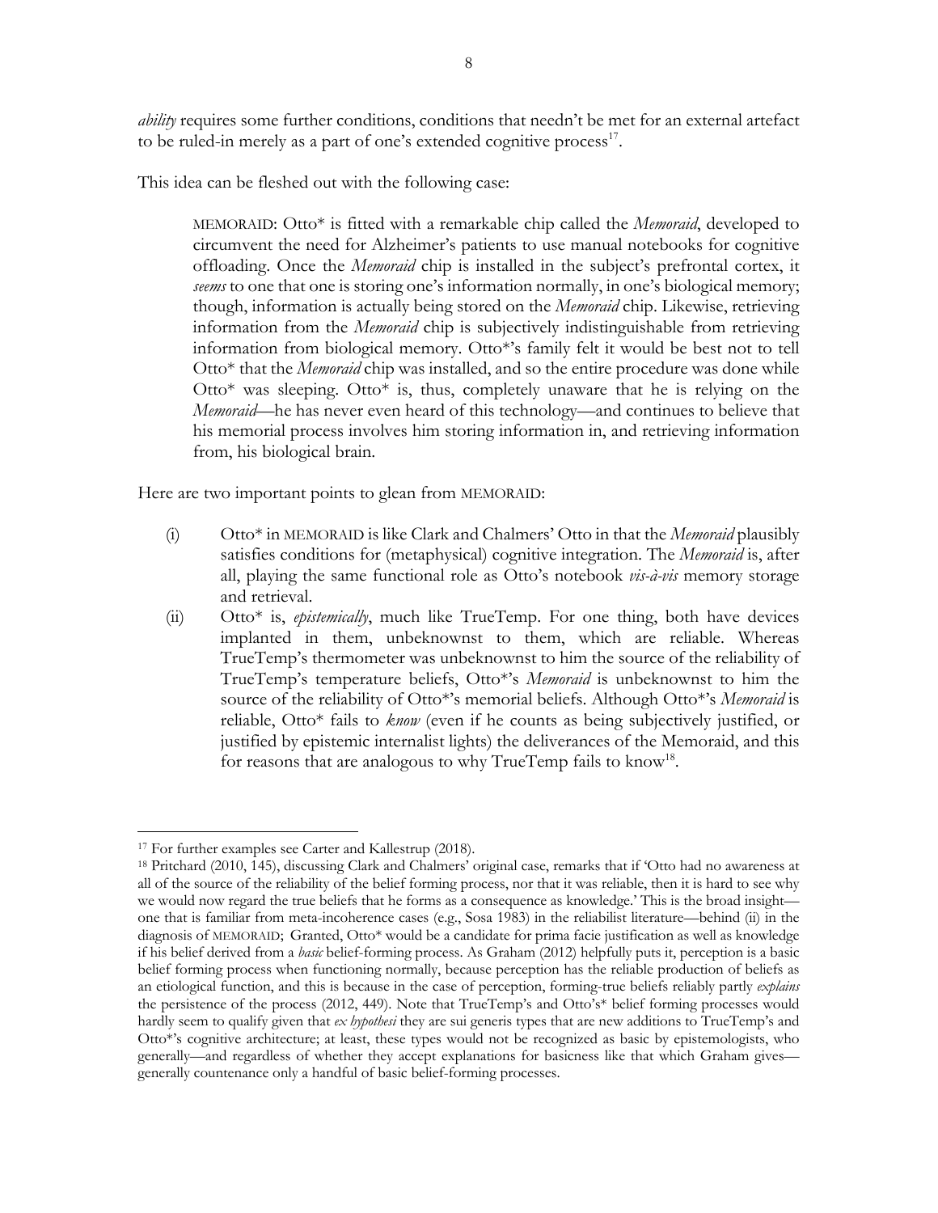*ability* requires some further conditions, conditions that needn't be met for an external artefact to be ruled-in merely as a part of one's extended cognitive process[17].

This idea can be fleshed out with the following case:

> MEMORAID: Otto* is fitted with a remarkable chip called the *Memoraid*, developed to circumvent the need for Alzheimer's patients to use manual notebooks for cognitive offloading. Once the *Memoraid* chip is installed in the subject's prefrontal cortex, it *seems* to one that one is storing one's information normally, in one's biological memory; though, information is actually being stored on the *Memoraid* chip. Likewise, retrieving information from the *Memoraid* chip is subjectively indistinguishable from retrieving information from biological memory. Otto*'s family felt it would be best not to tell Otto* that the *Memoraid* chip was installed, and so the entire procedure was done while Otto* was sleeping. Otto* is, thus, completely unaware that he is relying on the *Memoraid*—he has never even heard of this technology—and continues to believe that his memorial process involves him storing information in, and retrieving information from, his biological brain.

Here are two important points to glean from MEMORAID:

(i) Otto* in MEMORAID is like Clark and Chalmers' Otto in that the *Memoraid* plausibly satisfies conditions for (metaphysical) cognitive integration. The *Memoraid* is, after all, playing the same functional role as Otto's notebook *vis-à-vis* memory storage and retrieval.

(ii) Otto* is, *epistemically*, much like TrueTemp. For one thing, both have devices implanted in them, unbeknownst to them, which are reliable. Whereas TrueTemp's thermometer was unbeknownst to him the source of the reliability of TrueTemp's temperature beliefs, Otto*'s *Memoraid* is unbeknownst to him the source of the reliability of Otto*'s memorial beliefs. Although Otto*'s *Memoraid* is reliable, Otto* fails to *know* (even if he counts as being subjectively justified, or justified by epistemic internalist lights) the deliverances of the Memoraid, and this for reasons that are analogous to why TrueTemp fails to know[18].

---

[17] For further examples see Carter and Kallestrup (2018).

[18] Pritchard (2010, 145), discussing Clark and Chalmers' original case, remarks that if 'Otto had no awareness at all of the source of the reliability of the belief forming process, nor that it was reliable, then it is hard to see why we would now regard the true beliefs that he forms as a consequence as knowledge.' This is the broad insight—one that is familiar from meta-incoherence cases (e.g., Sosa 1983) in the reliabilist literature—behind (ii) in the diagnosis of MEMORAID; Granted, Otto* would be a candidate for prima facie justification as well as knowledge if his belief derived from a *basic* belief-forming process. As Graham (2012) helpfully puts it, perception is a basic belief forming process when functioning normally, because perception has the reliable production of beliefs as an etiological function, and this is because in the case of perception, forming-true beliefs reliably partly *explains* the persistence of the process (2012, 449). Note that TrueTemp's and Otto's* belief forming processes would hardly seem to qualify given that *ex hypothesi* they are sui generis types that are new additions to TrueTemp's and Otto*'s cognitive architecture; at least, these types would not be recognized as basic by epistemologists, who generally—and regardless of whether they accept explanations for basicness like that which Graham gives—generally countenance only a handful of basic belief-forming processes.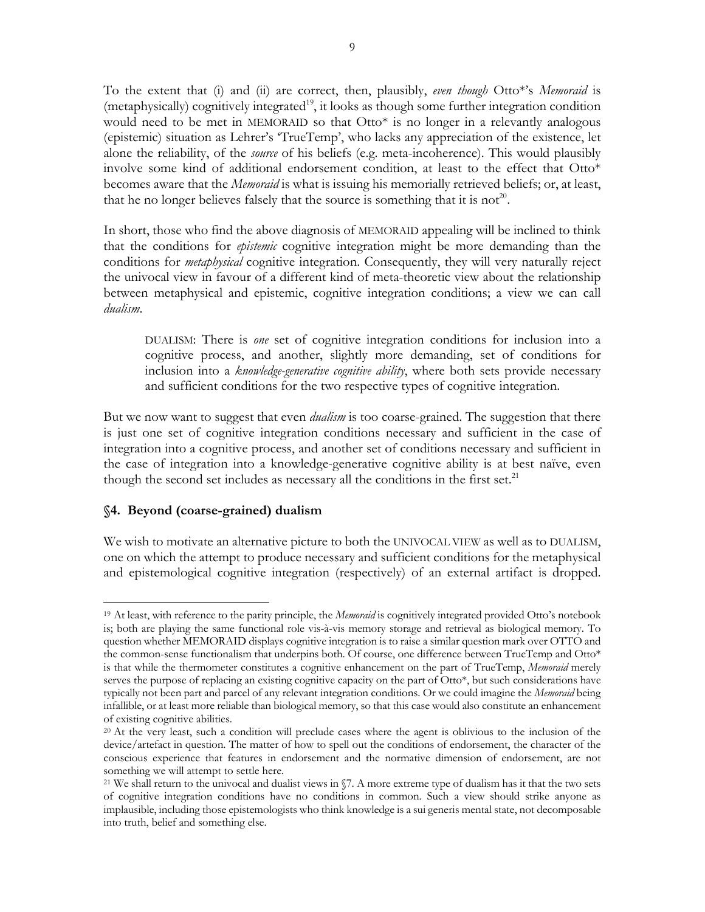To the extent that (i) and (ii) are correct, then, plausibly, *even though* Otto*'s *Memoraid* is (metaphysically) cognitively integrated[19], it looks as though some further integration condition would need to be met in MEMORAID so that Otto* is no longer in a relevantly analogous (epistemic) situation as Lehrer's 'TrueTemp', who lacks any appreciation of the existence, let alone the reliability, of the *source* of his beliefs (e.g. meta-incoherence). This would plausibly involve some kind of additional endorsement condition, at least to the effect that Otto* becomes aware that the *Memoraid* is what is issuing his memorially retrieved beliefs; or, at least, that he no longer believes falsely that the source is something that it is not[20].

In short, those who find the above diagnosis of MEMORAID appealing will be inclined to think that the conditions for *epistemic* cognitive integration might be more demanding than the conditions for *metaphysical* cognitive integration. Consequently, they will very naturally reject the univocal view in favour of a different kind of meta-theoretic view about the relationship between metaphysical and epistemic, cognitive integration conditions; a view we can call *dualism*.

> DUALISM: There is *one* set of cognitive integration conditions for inclusion into a cognitive process, and another, slightly more demanding, set of conditions for inclusion into a *knowledge-generative cognitive ability*, where both sets provide necessary and sufficient conditions for the two respective types of cognitive integration.

But we now want to suggest that even *dualism* is too coarse-grained. The suggestion that there is just one set of cognitive integration conditions necessary and sufficient in the case of integration into a cognitive process, and another set of conditions necessary and sufficient in the case of integration into a knowledge-generative cognitive ability is at best naïve, even though the second set includes as necessary all the conditions in the first set.[21]

## §4. Beyond (coarse-grained) dualism

We wish to motivate an alternative picture to both the UNIVOCAL VIEW as well as to DUALISM, one on which the attempt to produce necessary and sufficient conditions for the metaphysical and epistemological cognitive integration (respectively) of an external artifact is dropped.

---

[19] At least, with reference to the parity principle, the *Memoraid* is cognitively integrated provided Otto's notebook is; both are playing the same functional role vis-à-vis memory storage and retrieval as biological memory. To question whether MEMORAID displays cognitive integration is to raise a similar question mark over OTTO and the common-sense functionalism that underpins both. Of course, one difference between TrueTemp and Otto* is that while the thermometer constitutes a cognitive enhancement on the part of TrueTemp, *Memoraid* merely serves the purpose of replacing an existing cognitive capacity on the part of Otto*, but such considerations have typically not been part and parcel of any relevant integration conditions. Or we could imagine the *Memoraid* being infallible, or at least more reliable than biological memory, so that this case would also constitute an enhancement of existing cognitive abilities.

[20] At the very least, such a condition will preclude cases where the agent is oblivious to the inclusion of the device/artefact in question. The matter of how to spell out the conditions of endorsement, the character of the conscious experience that features in endorsement and the normative dimension of endorsement, are not something we will attempt to settle here.

[21] We shall return to the univocal and dualist views in §7. A more extreme type of dualism has it that the two sets of cognitive integration conditions have no conditions in common. Such a view should strike anyone as implausible, including those epistemologists who think knowledge is a sui generis mental state, not decomposable into truth, belief and something else.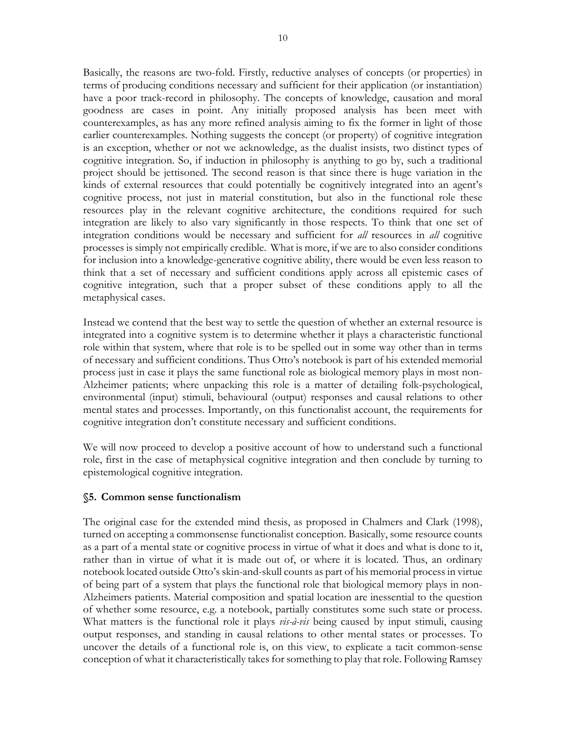Basically, the reasons are two-fold. Firstly, reductive analyses of concepts (or properties) in terms of producing conditions necessary and sufficient for their application (or instantiation) have a poor track-record in philosophy. The concepts of knowledge, causation and moral goodness are cases in point. Any initially proposed analysis has been meet with counterexamples, as has any more refined analysis aiming to fix the former in light of those earlier counterexamples. Nothing suggests the concept (or property) of cognitive integration is an exception, whether or not we acknowledge, as the dualist insists, two distinct types of cognitive integration. So, if induction in philosophy is anything to go by, such a traditional project should be jettisoned. The second reason is that since there is huge variation in the kinds of external resources that could potentially be cognitively integrated into an agent's cognitive process, not just in material constitution, but also in the functional role these resources play in the relevant cognitive architecture, the conditions required for such integration are likely to also vary significantly in those respects. To think that one set of integration conditions would be necessary and sufficient for *all* resources in *all* cognitive processes is simply not empirically credible. What is more, if we are to also consider conditions for inclusion into a knowledge-generative cognitive ability, there would be even less reason to think that a set of necessary and sufficient conditions apply across all epistemic cases of cognitive integration, such that a proper subset of these conditions apply to all the metaphysical cases.

Instead we contend that the best way to settle the question of whether an external resource is integrated into a cognitive system is to determine whether it plays a characteristic functional role within that system, where that role is to be spelled out in some way other than in terms of necessary and sufficient conditions. Thus Otto's notebook is part of his extended memorial process just in case it plays the same functional role as biological memory plays in most non-Alzheimer patients; where unpacking this role is a matter of detailing folk-psychological, environmental (input) stimuli, behavioural (output) responses and causal relations to other mental states and processes. Importantly, on this functionalist account, the requirements for cognitive integration don't constitute necessary and sufficient conditions.

We will now proceed to develop a positive account of how to understand such a functional role, first in the case of metaphysical cognitive integration and then conclude by turning to epistemological cognitive integration.

## §5. Common sense functionalism

The original case for the extended mind thesis, as proposed in Chalmers and Clark (1998), turned on accepting a commonsense functionalist conception. Basically, some resource counts as a part of a mental state or cognitive process in virtue of what it does and what is done to it, rather than in virtue of what it is made out of, or where it is located. Thus, an ordinary notebook located outside Otto's skin-and-skull counts as part of his memorial process in virtue of being part of a system that plays the functional role that biological memory plays in non-Alzheimers patients. Material composition and spatial location are inessential to the question of whether some resource, e.g. a notebook, partially constitutes some such state or process. What matters is the functional role it plays *vis-à-vis* being caused by input stimuli, causing output responses, and standing in causal relations to other mental states or processes. To uncover the details of a functional role is, on this view, to explicate a tacit common-sense conception of what it characteristically takes for something to play that role. Following Ramsey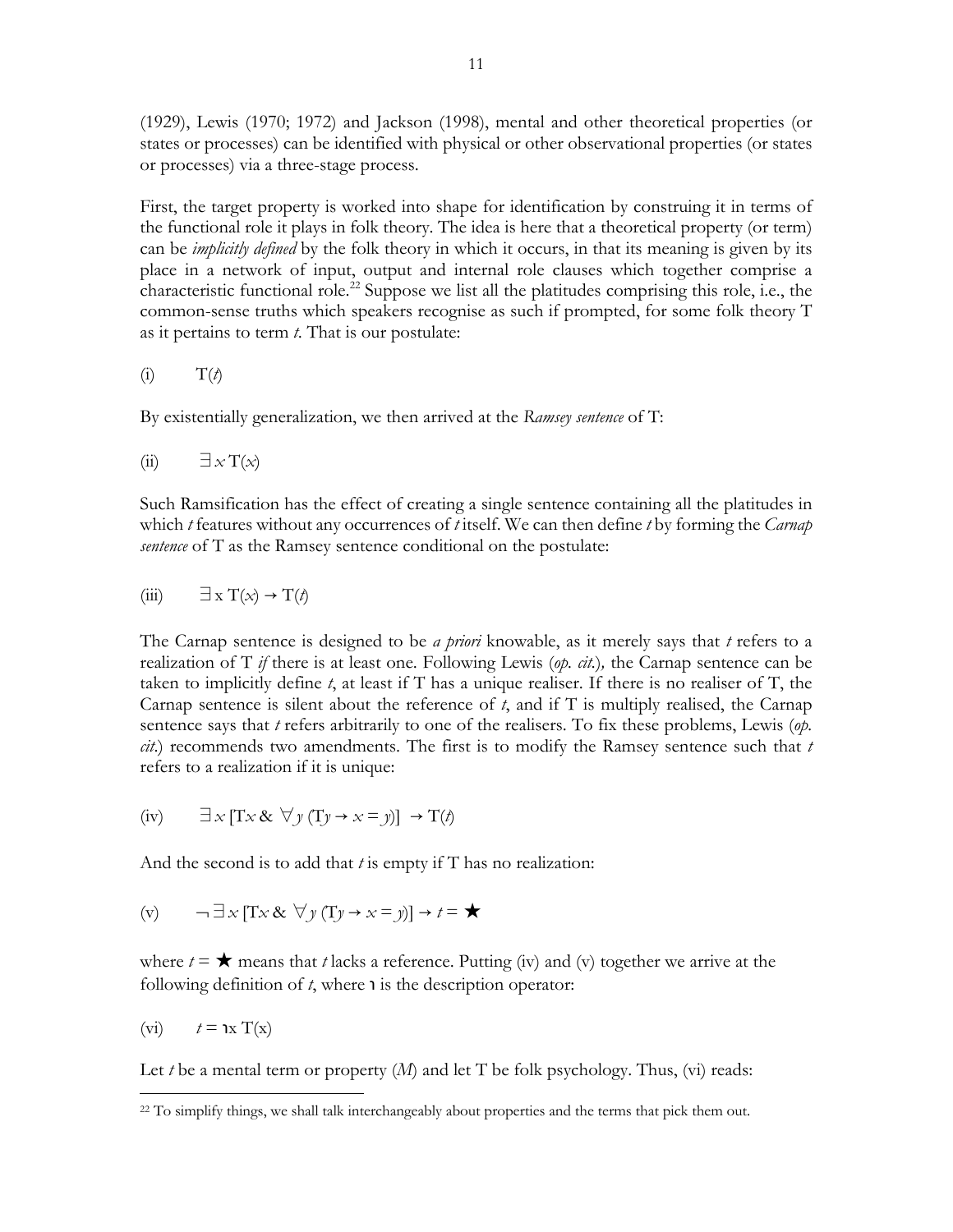(1929), Lewis (1970; 1972) and Jackson (1998), mental and other theoretical properties (or states or processes) can be identified with physical or other observational properties (or states or processes) via a three-stage process.

First, the target property is worked into shape for identification by construing it in terms of the functional role it plays in folk theory. The idea is here that a theoretical property (or term) can be *implicitly defined* by the folk theory in which it occurs, in that its meaning is given by its place in a network of input, output and internal role clauses which together comprise a characteristic functional role.[22] Suppose we list all the platitudes comprising this role, i.e., the common-sense truths which speakers recognise as such if prompted, for some folk theory T as it pertains to term *t*. That is our postulate:

(i) $T(t)$

By existentially generalization, we then arrived at the *Ramsey sentence* of T:

(ii) $\exists x\, T(x)$

Such Ramsification has the effect of creating a single sentence containing all the platitudes in which *t* features without any occurrences of *t* itself. We can then define *t* by forming the *Carnap sentence* of T as the Ramsey sentence conditional on the postulate:

(iii) $\exists x\, T(x) \rightarrow T(t)$

The Carnap sentence is designed to be *a priori* knowable, as it merely says that *t* refers to a realization of T *if* there is at least one. Following Lewis (*op. cit.*), the Carnap sentence can be taken to implicitly define *t*, at least if T has a unique realiser. If there is no realiser of T, the Carnap sentence is silent about the reference of *t*, and if T is multiply realised, the Carnap sentence says that *t* refers arbitrarily to one of the realisers. To fix these problems, Lewis (*op. cit.*) recommends two amendments. The first is to modify the Ramsey sentence such that *t* refers to a realization if it is unique:

(iv) $\exists x\, [Tx \,\&\, \forall y\, (Ty \rightarrow x = y)] \rightarrow T(t)$

And the second is to add that *t* is empty if T has no realization:

(v) $\neg \exists x\, [Tx \,\&\, \forall y\, (Ty \rightarrow x = y)] \rightarrow t = \bigstar$

where $t = \bigstar$ means that *t* lacks a reference. Putting (iv) and (v) together we arrive at the following definition of *t*, where $\iota$ is the description operator:

(vi) $t = \iota x\, T(x)$

Let *t* be a mental term or property (*M*) and let T be folk psychology. Thus, (vi) reads:

---

[22] To simplify things, we shall talk interchangeably about properties and the terms that pick them out.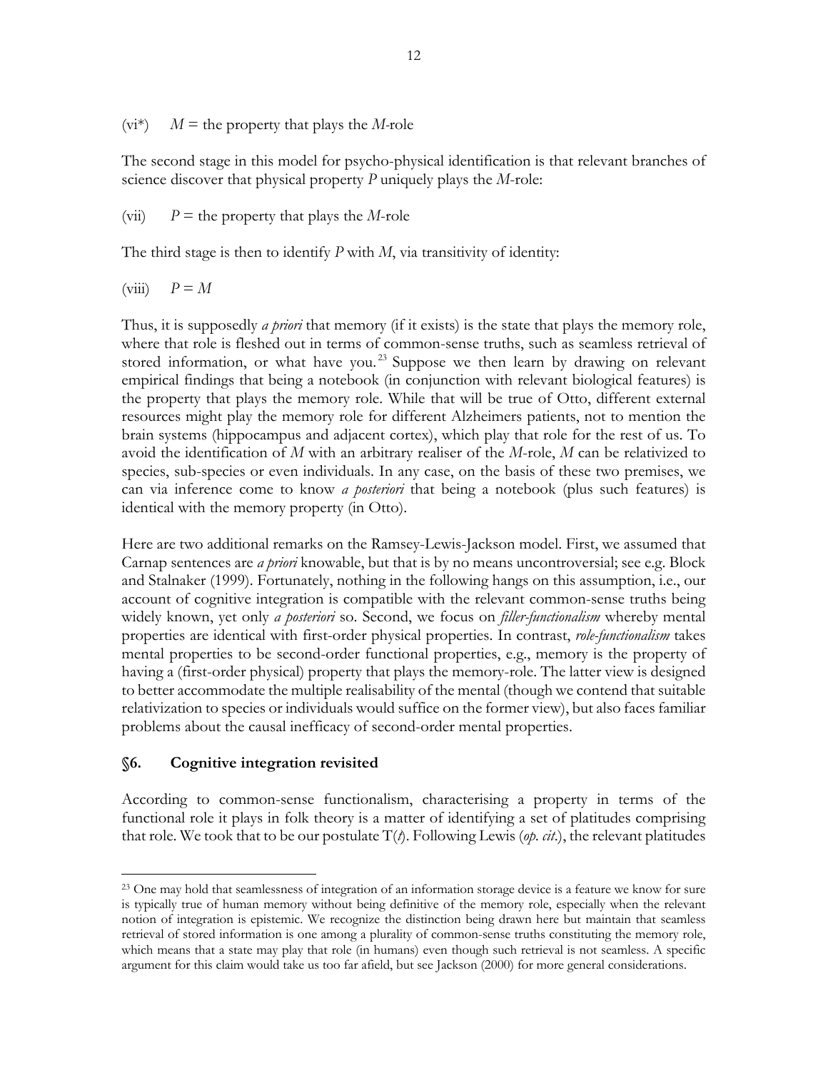(vi*) $M$ = the property that plays the $M$-role

The second stage in this model for psycho-physical identification is that relevant branches of science discover that physical property $P$ uniquely plays the $M$-role:

(vii) $P$ = the property that plays the $M$-role

The third stage is then to identify $P$ with $M$, via transitivity of identity:

(viii) $P = M$

Thus, it is supposedly *a priori* that memory (if it exists) is the state that plays the memory role, where that role is fleshed out in terms of common-sense truths, such as seamless retrieval of stored information, or what have you.[23] Suppose we then learn by drawing on relevant empirical findings that being a notebook (in conjunction with relevant biological features) is the property that plays the memory role. While that will be true of Otto, different external resources might play the memory role for different Alzheimers patients, not to mention the brain systems (hippocampus and adjacent cortex), which play that role for the rest of us. To avoid the identification of $M$ with an arbitrary realiser of the $M$-role, $M$ can be relativized to species, sub-species or even individuals. In any case, on the basis of these two premises, we can via inference come to know *a posteriori* that being a notebook (plus such features) is identical with the memory property (in Otto).

Here are two additional remarks on the Ramsey-Lewis-Jackson model. First, we assumed that Carnap sentences are *a priori* knowable, but that is by no means uncontroversial; see e.g. Block and Stalnaker (1999). Fortunately, nothing in the following hangs on this assumption, i.e., our account of cognitive integration is compatible with the relevant common-sense truths being widely known, yet only *a posteriori* so. Second, we focus on *filler-functionalism* whereby mental properties are identical with first-order physical properties. In contrast, *role-functionalism* takes mental properties to be second-order functional properties, e.g., memory is the property of having a (first-order physical) property that plays the memory-role. The latter view is designed to better accommodate the multiple realisability of the mental (though we contend that suitable relativization to species or individuals would suffice on the former view), but also faces familiar problems about the causal inefficacy of second-order mental properties.

## §6. Cognitive integration revisited

According to common-sense functionalism, characterising a property in terms of the functional role it plays in folk theory is a matter of identifying a set of platitudes comprising that role. We took that to be our postulate T(*t*). Following Lewis (*op. cit.*), the relevant platitudes

[23] One may hold that seamlessness of integration of an information storage device is a feature we know for sure is typically true of human memory without being definitive of the memory role, especially when the relevant notion of integration is epistemic. We recognize the distinction being drawn here but maintain that seamless retrieval of stored information is one among a plurality of common-sense truths constituting the memory role, which means that a state may play that role (in humans) even though such retrieval is not seamless. A specific argument for this claim would take us too far afield, but see Jackson (2000) for more general considerations.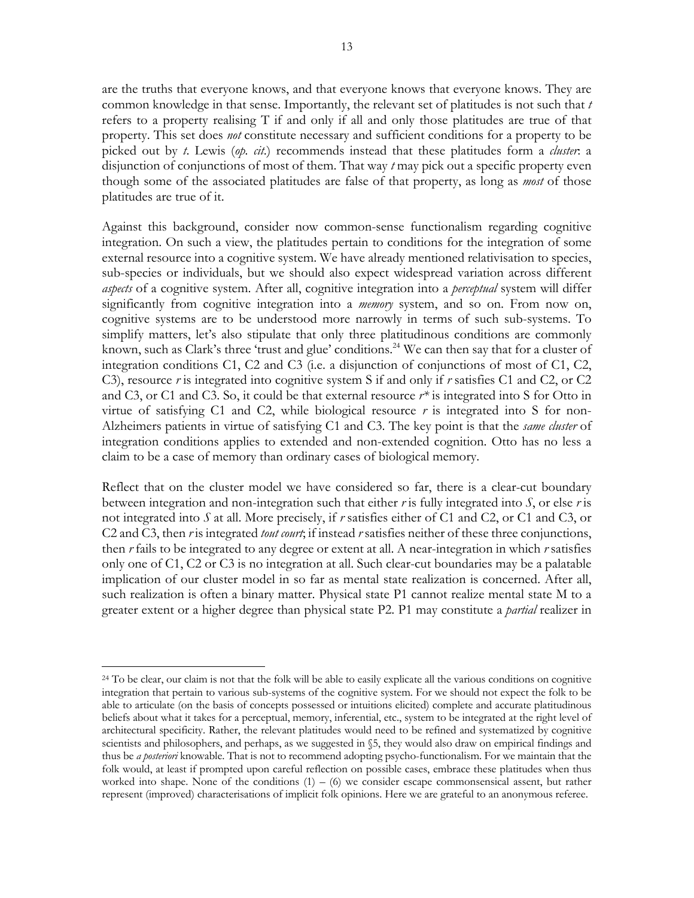are the truths that everyone knows, and that everyone knows that everyone knows. They are common knowledge in that sense. Importantly, the relevant set of platitudes is not such that *t* refers to a property realising T if and only if all and only those platitudes are true of that property. This set does *not* constitute necessary and sufficient conditions for a property to be picked out by *t*. Lewis (*op. cit.*) recommends instead that these platitudes form a *cluster*: a disjunction of conjunctions of most of them. That way *t* may pick out a specific property even though some of the associated platitudes are false of that property, as long as *most* of those platitudes are true of it.

Against this background, consider now common-sense functionalism regarding cognitive integration. On such a view, the platitudes pertain to conditions for the integration of some external resource into a cognitive system. We have already mentioned relativisation to species, sub-species or individuals, but we should also expect widespread variation across different *aspects* of a cognitive system. After all, cognitive integration into a *perceptual* system will differ significantly from cognitive integration into a *memory* system, and so on. From now on, cognitive systems are to be understood more narrowly in terms of such sub-systems. To simplify matters, let's also stipulate that only three platitudinous conditions are commonly known, such as Clark's three 'trust and glue' conditions.[24] We can then say that for a cluster of integration conditions C1, C2 and C3 (i.e. a disjunction of conjunctions of most of C1, C2, C3), resource *r* is integrated into cognitive system S if and only if *r* satisfies C1 and C2, or C2 and C3, or C1 and C3. So, it could be that external resource *r\** is integrated into S for Otto in virtue of satisfying C1 and C2, while biological resource *r* is integrated into S for non-Alzheimers patients in virtue of satisfying C1 and C3. The key point is that the *same cluster* of integration conditions applies to extended and non-extended cognition. Otto has no less a claim to be a case of memory than ordinary cases of biological memory.

Reflect that on the cluster model we have considered so far, there is a clear-cut boundary between integration and non-integration such that either *r* is fully integrated into *S*, or else *r* is not integrated into *S* at all. More precisely, if *r* satisfies either of C1 and C2, or C1 and C3, or C2 and C3, then *r* is integrated *tout court*; if instead *r* satisfies neither of these three conjunctions, then *r* fails to be integrated to any degree or extent at all. A near-integration in which *r* satisfies only one of C1, C2 or C3 is no integration at all. Such clear-cut boundaries may be a palatable implication of our cluster model in so far as mental state realization is concerned. After all, such realization is often a binary matter. Physical state P1 cannot realize mental state M to a greater extent or a higher degree than physical state P2. P1 may constitute a *partial* realizer in

---

[24] To be clear, our claim is not that the folk will be able to easily explicate all the various conditions on cognitive integration that pertain to various sub-systems of the cognitive system. For we should not expect the folk to be able to articulate (on the basis of concepts possessed or intuitions elicited) complete and accurate platitudinous beliefs about what it takes for a perceptual, memory, inferential, etc., system to be integrated at the right level of architectural specificity. Rather, the relevant platitudes would need to be refined and systematized by cognitive scientists and philosophers, and perhaps, as we suggested in §5, they would also draw on empirical findings and thus be *a posteriori* knowable. That is not to recommend adopting psycho-functionalism. For we maintain that the folk would, at least if prompted upon careful reflection on possible cases, embrace these platitudes when thus worked into shape. None of the conditions (1) – (6) we consider escape commonsensical assent, but rather represent (improved) characterisations of implicit folk opinions. Here we are grateful to an anonymous referee.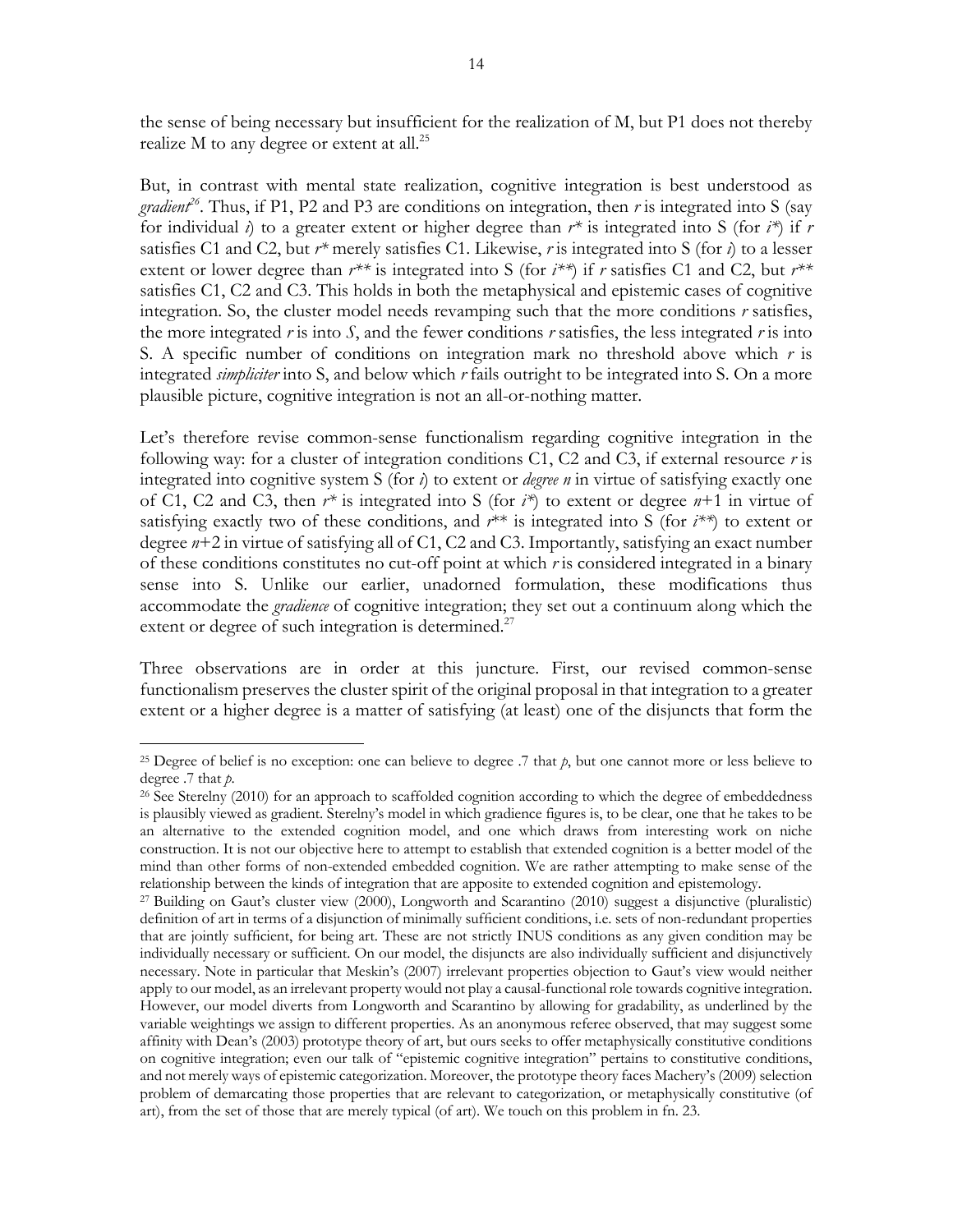the sense of being necessary but insufficient for the realization of M, but P1 does not thereby realize M to any degree or extent at all.[25]

But, in contrast with mental state realization, cognitive integration is best understood as *gradient*[26]. Thus, if P1, P2 and P3 are conditions on integration, then *r* is integrated into S (say for individual *i*) to a greater extent or higher degree than *r\** is integrated into S (for *i\**) if *r* satisfies C1 and C2, but *r\** merely satisfies C1. Likewise, *r* is integrated into S (for *i*) to a lesser extent or lower degree than *r\*\** is integrated into S (for *i\*\**) if *r* satisfies C1 and C2, but *r\*\** satisfies C1, C2 and C3. This holds in both the metaphysical and epistemic cases of cognitive integration. So, the cluster model needs revamping such that the more conditions *r* satisfies, the more integrated *r* is into *S*, and the fewer conditions *r* satisfies, the less integrated *r* is into S. A specific number of conditions on integration mark no threshold above which *r* is integrated *simpliciter* into S, and below which *r* fails outright to be integrated into S. On a more plausible picture, cognitive integration is not an all-or-nothing matter.

Let's therefore revise common-sense functionalism regarding cognitive integration in the following way: for a cluster of integration conditions C1, C2 and C3, if external resource *r* is integrated into cognitive system S (for *i*) to extent or *degree n* in virtue of satisfying exactly one of C1, C2 and C3, then *r\** is integrated into S (for *i\**) to extent or degree *n*+1 in virtue of satisfying exactly two of these conditions, and *r\*\** is integrated into S (for *i\*\**) to extent or degree *n*+2 in virtue of satisfying all of C1, C2 and C3. Importantly, satisfying an exact number of these conditions constitutes no cut-off point at which *r* is considered integrated in a binary sense into S. Unlike our earlier, unadorned formulation, these modifications thus accommodate the *gradience* of cognitive integration; they set out a continuum along which the extent or degree of such integration is determined.[27]

Three observations are in order at this juncture. First, our revised common-sense functionalism preserves the cluster spirit of the original proposal in that integration to a greater extent or a higher degree is a matter of satisfying (at least) one of the disjuncts that form the

---

[25] Degree of belief is no exception: one can believe to degree .7 that *p*, but one cannot more or less believe to degree .7 that *p*.

[26] See Sterelny (2010) for an approach to scaffolded cognition according to which the degree of embeddedness is plausibly viewed as gradient. Sterelny's model in which gradience figures is, to be clear, one that he takes to be an alternative to the extended cognition model, and one which draws from interesting work on niche construction. It is not our objective here to attempt to establish that extended cognition is a better model of the mind than other forms of non-extended embedded cognition. We are rather attempting to make sense of the relationship between the kinds of integration that are apposite to extended cognition and epistemology.

[27] Building on Gaut's cluster view (2000), Longworth and Scarantino (2010) suggest a disjunctive (pluralistic) definition of art in terms of a disjunction of minimally sufficient conditions, i.e. sets of non-redundant properties that are jointly sufficient, for being art. These are not strictly INUS conditions as any given condition may be individually necessary or sufficient. On our model, the disjuncts are also individually sufficient and disjunctively necessary. Note in particular that Meskin's (2007) irrelevant properties objection to Gaut's view would neither apply to our model, as an irrelevant property would not play a causal-functional role towards cognitive integration. However, our model diverts from Longworth and Scarantino by allowing for gradability, as underlined by the variable weightings we assign to different properties. As an anonymous referee observed, that may suggest some affinity with Dean's (2003) prototype theory of art, but ours seeks to offer metaphysically constitutive conditions on cognitive integration; even our talk of "epistemic cognitive integration" pertains to constitutive conditions, and not merely ways of epistemic categorization. Moreover, the prototype theory faces Machery's (2009) selection problem of demarcating those properties that are relevant to categorization, or metaphysically constitutive (of art), from the set of those that are merely typical (of art). We touch on this problem in fn. 23.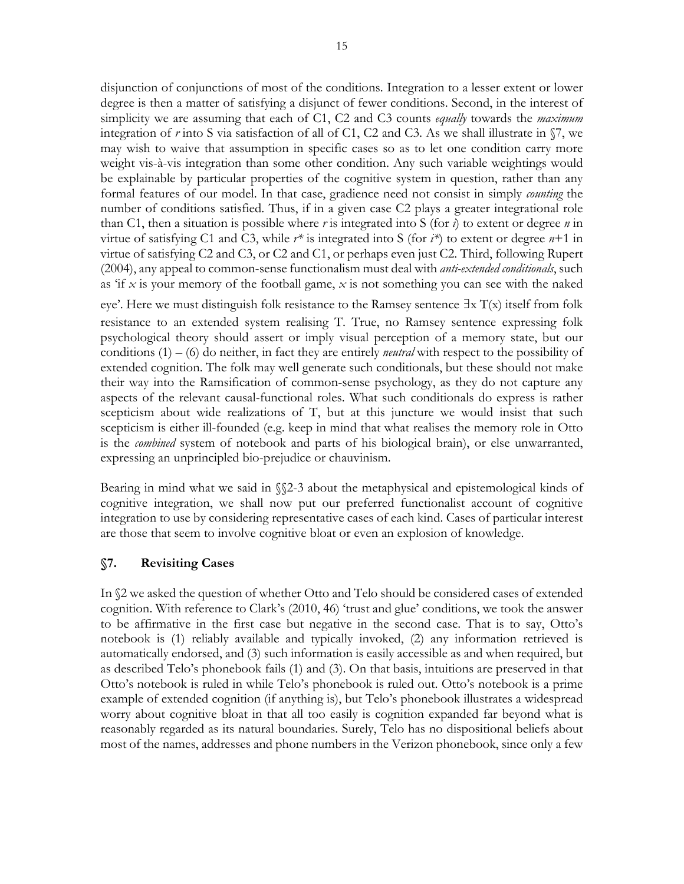disjunction of conjunctions of most of the conditions. Integration to a lesser extent or lower degree is then a matter of satisfying a disjunct of fewer conditions. Second, in the interest of simplicity we are assuming that each of C1, C2 and C3 counts *equally* towards the *maximum* integration of *r* into S via satisfaction of all of C1, C2 and C3. As we shall illustrate in §7, we may wish to waive that assumption in specific cases so as to let one condition carry more weight vis-à-vis integration than some other condition. Any such variable weightings would be explainable by particular properties of the cognitive system in question, rather than any formal features of our model. In that case, gradience need not consist in simply *counting* the number of conditions satisfied. Thus, if in a given case C2 plays a greater integrational role than C1, then a situation is possible where *r* is integrated into S (for *i*) to extent or degree *n* in virtue of satisfying C1 and C3, while *r\** is integrated into S (for *i\**) to extent or degree *n*+1 in virtue of satisfying C2 and C3, or C2 and C1, or perhaps even just C2. Third, following Rupert (2004), any appeal to common-sense functionalism must deal with *anti-extended conditionals*, such as 'if *x* is your memory of the football game, *x* is not something you can see with the naked eye'. Here we must distinguish folk resistance to the Ramsey sentence $\exists x\, T(x)$ itself from folk resistance to an extended system realising T. True, no Ramsey sentence expressing folk psychological theory should assert or imply visual perception of a memory state, but our conditions (1) – (6) do neither, in fact they are entirely *neutral* with respect to the possibility of extended cognition. The folk may well generate such conditionals, but these should not make their way into the Ramsification of common-sense psychology, as they do not capture any aspects of the relevant causal-functional roles. What such conditionals do express is rather scepticism about wide realizations of T, but at this juncture we would insist that such scepticism is either ill-founded (e.g. keep in mind that what realises the memory role in Otto is the *combined* system of notebook and parts of his biological brain), or else unwarranted, expressing an unprincipled bio-prejudice or chauvinism.

Bearing in mind what we said in §§2-3 about the metaphysical and epistemological kinds of cognitive integration, we shall now put our preferred functionalist account of cognitive integration to use by considering representative cases of each kind. Cases of particular interest are those that seem to involve cognitive bloat or even an explosion of knowledge.

## §7. Revisiting Cases

In §2 we asked the question of whether Otto and Telo should be considered cases of extended cognition. With reference to Clark's (2010, 46) 'trust and glue' conditions, we took the answer to be affirmative in the first case but negative in the second case. That is to say, Otto's notebook is (1) reliably available and typically invoked, (2) any information retrieved is automatically endorsed, and (3) such information is easily accessible as and when required, but as described Telo's phonebook fails (1) and (3). On that basis, intuitions are preserved in that Otto's notebook is ruled in while Telo's phonebook is ruled out. Otto's notebook is a prime example of extended cognition (if anything is), but Telo's phonebook illustrates a widespread worry about cognitive bloat in that all too easily is cognition expanded far beyond what is reasonably regarded as its natural boundaries. Surely, Telo has no dispositional beliefs about most of the names, addresses and phone numbers in the Verizon phonebook, since only a few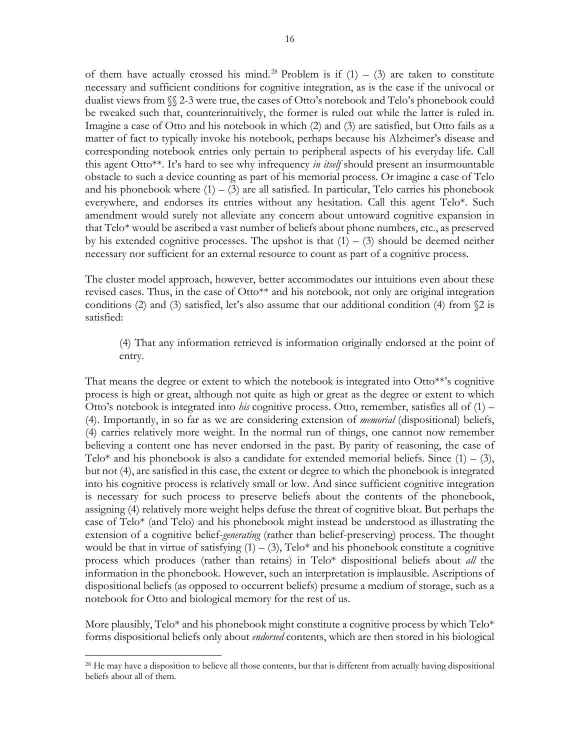of them have actually crossed his mind.[28] Problem is if (1) – (3) are taken to constitute necessary and sufficient conditions for cognitive integration, as is the case if the univocal or dualist views from §§ 2-3 were true, the cases of Otto's notebook and Telo's phonebook could be tweaked such that, counterintuitively, the former is ruled out while the latter is ruled in. Imagine a case of Otto and his notebook in which (2) and (3) are satisfied, but Otto fails as a matter of fact to typically invoke his notebook, perhaps because his Alzheimer's disease and corresponding notebook entries only pertain to peripheral aspects of his everyday life. Call this agent Otto**. It's hard to see why infrequency *in itself* should present an insurmountable obstacle to such a device counting as part of his memorial process. Or imagine a case of Telo and his phonebook where (1) – (3) are all satisfied. In particular, Telo carries his phonebook everywhere, and endorses its entries without any hesitation. Call this agent Telo*. Such amendment would surely not alleviate any concern about untoward cognitive expansion in that Telo* would be ascribed a vast number of beliefs about phone numbers, etc., as preserved by his extended cognitive processes. The upshot is that (1) – (3) should be deemed neither necessary nor sufficient for an external resource to count as part of a cognitive process.

The cluster model approach, however, better accommodates our intuitions even about these revised cases. Thus, in the case of Otto** and his notebook, not only are original integration conditions (2) and (3) satisfied, let's also assume that our additional condition (4) from §2 is satisfied:

> (4) That any information retrieved is information originally endorsed at the point of entry.

That means the degree or extent to which the notebook is integrated into Otto**'s cognitive process is high or great, although not quite as high or great as the degree or extent to which Otto's notebook is integrated into *his* cognitive process. Otto, remember, satisfies all of (1) – (4). Importantly, in so far as we are considering extension of *memorial* (dispositional) beliefs, (4) carries relatively more weight. In the normal run of things, one cannot now remember believing a content one has never endorsed in the past. By parity of reasoning, the case of Telo* and his phonebook is also a candidate for extended memorial beliefs. Since (1) – (3), but not (4), are satisfied in this case, the extent or degree to which the phonebook is integrated into his cognitive process is relatively small or low. And since sufficient cognitive integration is necessary for such process to preserve beliefs about the contents of the phonebook, assigning (4) relatively more weight helps defuse the threat of cognitive bloat. But perhaps the case of Telo* (and Telo) and his phonebook might instead be understood as illustrating the extension of a cognitive belief-*generating* (rather than belief-preserving) process. The thought would be that in virtue of satisfying (1) – (3), Telo* and his phonebook constitute a cognitive process which produces (rather than retains) in Telo* dispositional beliefs about *all* the information in the phonebook. However, such an interpretation is implausible. Ascriptions of dispositional beliefs (as opposed to occurrent beliefs) presume a medium of storage, such as a notebook for Otto and biological memory for the rest of us.

More plausibly, Telo* and his phonebook might constitute a cognitive process by which Telo* forms dispositional beliefs only about *endorsed* contents, which are then stored in his biological

[28] He may have a disposition to believe all those contents, but that is different from actually having dispositional beliefs about all of them.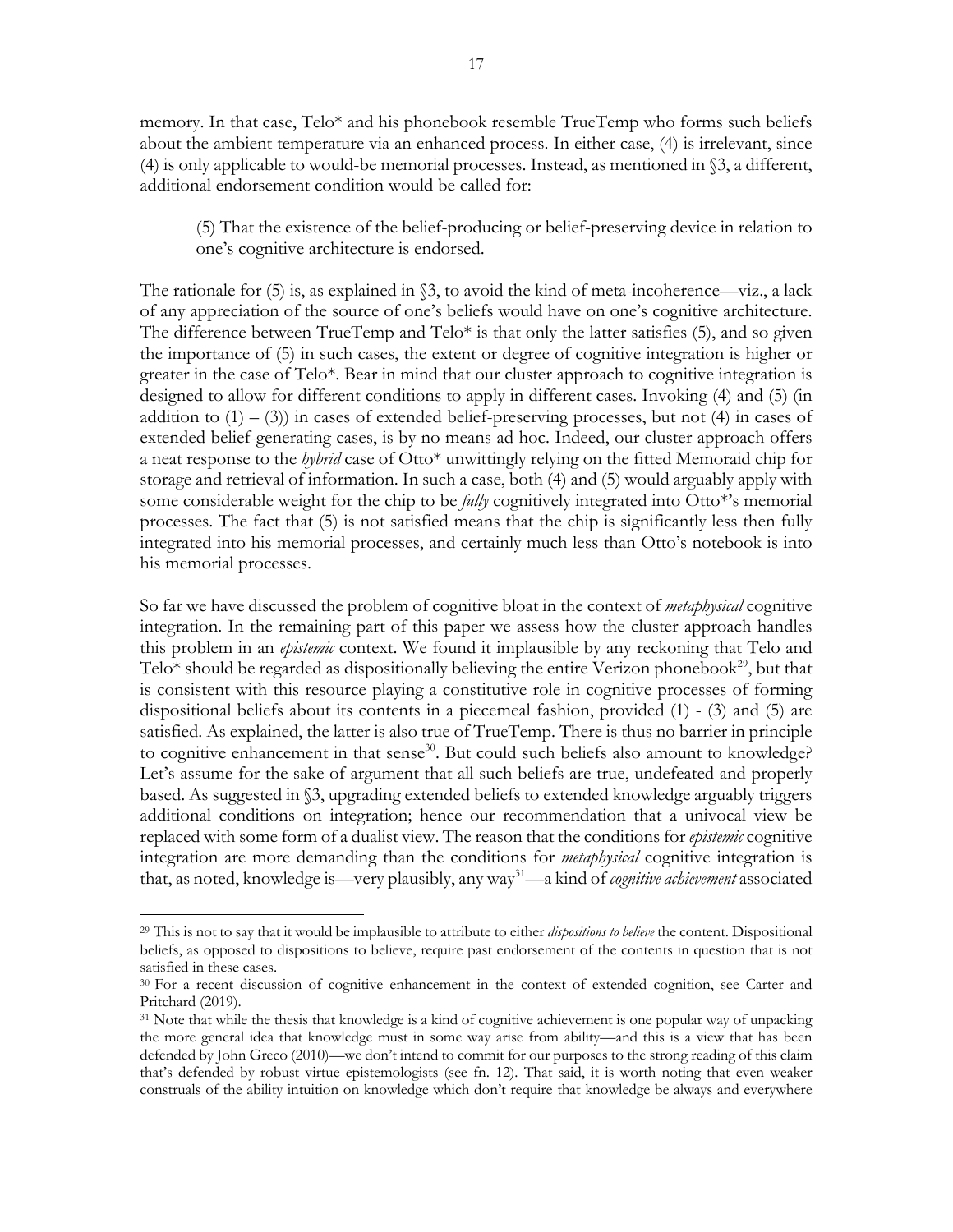memory. In that case, Telo* and his phonebook resemble TrueTemp who forms such beliefs about the ambient temperature via an enhanced process. In either case, (4) is irrelevant, since (4) is only applicable to would-be memorial processes. Instead, as mentioned in §3, a different, additional endorsement condition would be called for:

> (5) That the existence of the belief-producing or belief-preserving device in relation to one's cognitive architecture is endorsed.

The rationale for (5) is, as explained in §3, to avoid the kind of meta-incoherence—viz., a lack of any appreciation of the source of one's beliefs would have on one's cognitive architecture. The difference between TrueTemp and Telo* is that only the latter satisfies (5), and so given the importance of (5) in such cases, the extent or degree of cognitive integration is higher or greater in the case of Telo*. Bear in mind that our cluster approach to cognitive integration is designed to allow for different conditions to apply in different cases. Invoking (4) and (5) (in addition to (1) – (3)) in cases of extended belief-preserving processes, but not (4) in cases of extended belief-generating cases, is by no means ad hoc. Indeed, our cluster approach offers a neat response to the *hybrid* case of Otto* unwittingly relying on the fitted Memoraid chip for storage and retrieval of information. In such a case, both (4) and (5) would arguably apply with some considerable weight for the chip to be *fully* cognitively integrated into Otto*'s memorial processes. The fact that (5) is not satisfied means that the chip is significantly less then fully integrated into his memorial processes, and certainly much less than Otto's notebook is into his memorial processes.

So far we have discussed the problem of cognitive bloat in the context of *metaphysical* cognitive integration. In the remaining part of this paper we assess how the cluster approach handles this problem in an *epistemic* context. We found it implausible by any reckoning that Telo and Telo* should be regarded as dispositionally believing the entire Verizon phonebook[29], but that is consistent with this resource playing a constitutive role in cognitive processes of forming dispositional beliefs about its contents in a piecemeal fashion, provided (1) - (3) and (5) are satisfied. As explained, the latter is also true of TrueTemp. There is thus no barrier in principle to cognitive enhancement in that sense[30]. But could such beliefs also amount to knowledge? Let's assume for the sake of argument that all such beliefs are true, undefeated and properly based. As suggested in §3, upgrading extended beliefs to extended knowledge arguably triggers additional conditions on integration; hence our recommendation that a univocal view be replaced with some form of a dualist view. The reason that the conditions for *epistemic* cognitive integration are more demanding than the conditions for *metaphysical* cognitive integration is that, as noted, knowledge is—very plausibly, any way[31]—a kind of *cognitive achievement* associated

[29] This is not to say that it would be implausible to attribute to either *dispositions to believe* the content. Dispositional beliefs, as opposed to dispositions to believe, require past endorsement of the contents in question that is not satisfied in these cases.

[30] For a recent discussion of cognitive enhancement in the context of extended cognition, see Carter and Pritchard (2019).

[31] Note that while the thesis that knowledge is a kind of cognitive achievement is one popular way of unpacking the more general idea that knowledge must in some way arise from ability—and this is a view that has been defended by John Greco (2010)—we don't intend to commit for our purposes to the strong reading of this claim that's defended by robust virtue epistemologists (see fn. 12). That said, it is worth noting that even weaker construals of the ability intuition on knowledge which don't require that knowledge be always and everywhere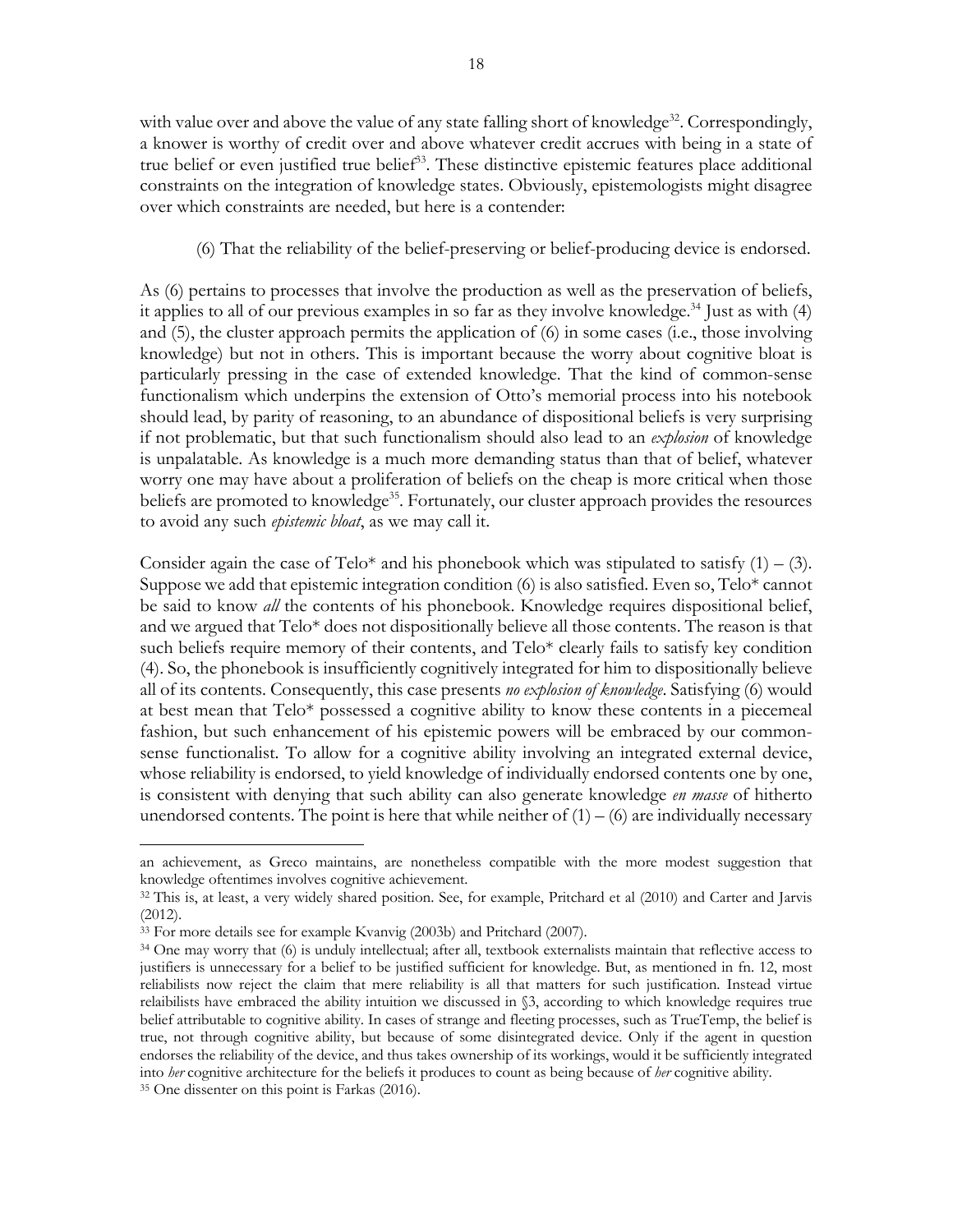with value over and above the value of any state falling short of knowledge[32]. Correspondingly, a knower is worthy of credit over and above whatever credit accrues with being in a state of true belief or even justified true belief[33]. These distinctive epistemic features place additional constraints on the integration of knowledge states. Obviously, epistemologists might disagree over which constraints are needed, but here is a contender:

(6) That the reliability of the belief-preserving or belief-producing device is endorsed.

As (6) pertains to processes that involve the production as well as the preservation of beliefs, it applies to all of our previous examples in so far as they involve knowledge.[34] Just as with (4) and (5), the cluster approach permits the application of (6) in some cases (i.e., those involving knowledge) but not in others. This is important because the worry about cognitive bloat is particularly pressing in the case of extended knowledge. That the kind of common-sense functionalism which underpins the extension of Otto's memorial process into his notebook should lead, by parity of reasoning, to an abundance of dispositional beliefs is very surprising if not problematic, but that such functionalism should also lead to an *explosion* of knowledge is unpalatable. As knowledge is a much more demanding status than that of belief, whatever worry one may have about a proliferation of beliefs on the cheap is more critical when those beliefs are promoted to knowledge[35]. Fortunately, our cluster approach provides the resources to avoid any such *epistemic bloat*, as we may call it.

Consider again the case of Telo* and his phonebook which was stipulated to satisfy (1) – (3). Suppose we add that epistemic integration condition (6) is also satisfied. Even so, Telo* cannot be said to know *all* the contents of his phonebook. Knowledge requires dispositional belief, and we argued that Telo* does not dispositionally believe all those contents. The reason is that such beliefs require memory of their contents, and Telo* clearly fails to satisfy key condition (4). So, the phonebook is insufficiently cognitively integrated for him to dispositionally believe all of its contents. Consequently, this case presents *no explosion of knowledge*. Satisfying (6) would at best mean that Telo* possessed a cognitive ability to know these contents in a piecemeal fashion, but such enhancement of his epistemic powers will be embraced by our common-sense functionalist. To allow for a cognitive ability involving an integrated external device, whose reliability is endorsed, to yield knowledge of individually endorsed contents one by one, is consistent with denying that such ability can also generate knowledge *en masse* of hitherto unendorsed contents. The point is here that while neither of (1) – (6) are individually necessary

---

an achievement, as Greco maintains, are nonetheless compatible with the more modest suggestion that knowledge oftentimes involves cognitive achievement.

[32] This is, at least, a very widely shared position. See, for example, Pritchard et al (2010) and Carter and Jarvis (2012).

[33] For more details see for example Kvanvig (2003b) and Pritchard (2007).

[34] One may worry that (6) is unduly intellectual; after all, textbook externalists maintain that reflective access to justifiers is unnecessary for a belief to be justified sufficient for knowledge. But, as mentioned in fn. 12, most reliabilists now reject the claim that mere reliability is all that matters for such justification. Instead virtue relaibilists have embraced the ability intuition we discussed in §3, according to which knowledge requires true belief attributable to cognitive ability. In cases of strange and fleeting processes, such as TrueTemp, the belief is true, not through cognitive ability, but because of some disintegrated device. Only if the agent in question endorses the reliability of the device, and thus takes ownership of its workings, would it be sufficiently integrated into *her* cognitive architecture for the beliefs it produces to count as being because of *her* cognitive ability.

[35] One dissenter on this point is Farkas (2016).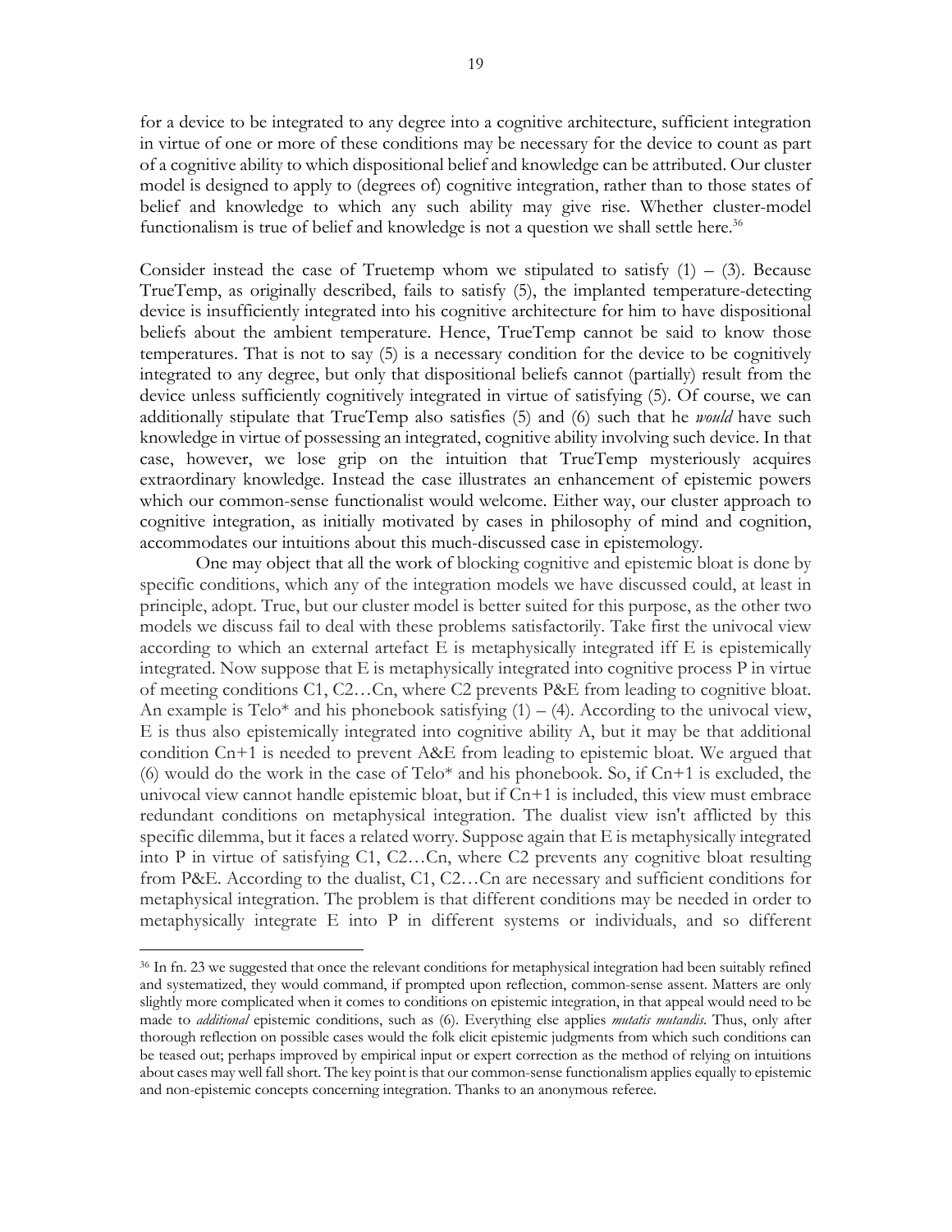for a device to be integrated to any degree into a cognitive architecture, sufficient integration in virtue of one or more of these conditions may be necessary for the device to count as part of a cognitive ability to which dispositional belief and knowledge can be attributed. Our cluster model is designed to apply to (degrees of) cognitive integration, rather than to those states of belief and knowledge to which any such ability may give rise. Whether cluster-model functionalism is true of belief and knowledge is not a question we shall settle here.[36]

Consider instead the case of Truetemp whom we stipulated to satisfy (1) – (3). Because TrueTemp, as originally described, fails to satisfy (5), the implanted temperature-detecting device is insufficiently integrated into his cognitive architecture for him to have dispositional beliefs about the ambient temperature. Hence, TrueTemp cannot be said to know those temperatures. That is not to say (5) is a necessary condition for the device to be cognitively integrated to any degree, but only that dispositional beliefs cannot (partially) result from the device unless sufficiently cognitively integrated in virtue of satisfying (5). Of course, we can additionally stipulate that TrueTemp also satisfies (5) and (6) such that he *would* have such knowledge in virtue of possessing an integrated, cognitive ability involving such device. In that case, however, we lose grip on the intuition that TrueTemp mysteriously acquires extraordinary knowledge. Instead the case illustrates an enhancement of epistemic powers which our common-sense functionalist would welcome. Either way, our cluster approach to cognitive integration, as initially motivated by cases in philosophy of mind and cognition, accommodates our intuitions about this much-discussed case in epistemology.

One may object that all the work of blocking cognitive and epistemic bloat is done by specific conditions, which any of the integration models we have discussed could, at least in principle, adopt. True, but our cluster model is better suited for this purpose, as the other two models we discuss fail to deal with these problems satisfactorily. Take first the univocal view according to which an external artefact E is metaphysically integrated iff E is epistemically integrated. Now suppose that E is metaphysically integrated into cognitive process P in virtue of meeting conditions C1, C2…Cn, where C2 prevents P&E from leading to cognitive bloat. An example is Telo* and his phonebook satisfying (1) – (4). According to the univocal view, E is thus also epistemically integrated into cognitive ability A, but it may be that additional condition Cn+1 is needed to prevent A&E from leading to epistemic bloat. We argued that (6) would do the work in the case of Telo* and his phonebook. So, if Cn+1 is excluded, the univocal view cannot handle epistemic bloat, but if Cn+1 is included, this view must embrace redundant conditions on metaphysical integration. The dualist view isn't afflicted by this specific dilemma, but it faces a related worry. Suppose again that E is metaphysically integrated into P in virtue of satisfying C1, C2…Cn, where C2 prevents any cognitive bloat resulting from P&E. According to the dualist, C1, C2…Cn are necessary and sufficient conditions for metaphysical integration. The problem is that different conditions may be needed in order to metaphysically integrate E into P in different systems or individuals, and so different

[36] In fn. 23 we suggested that once the relevant conditions for metaphysical integration had been suitably refined and systematized, they would command, if prompted upon reflection, common-sense assent. Matters are only slightly more complicated when it comes to conditions on epistemic integration, in that appeal would need to be made to *additional* epistemic conditions, such as (6). Everything else applies *mutatis mutandis*. Thus, only after thorough reflection on possible cases would the folk elicit epistemic judgments from which such conditions can be teased out; perhaps improved by empirical input or expert correction as the method of relying on intuitions about cases may well fall short. The key point is that our common-sense functionalism applies equally to epistemic and non-epistemic concepts concerning integration. Thanks to an anonymous referee.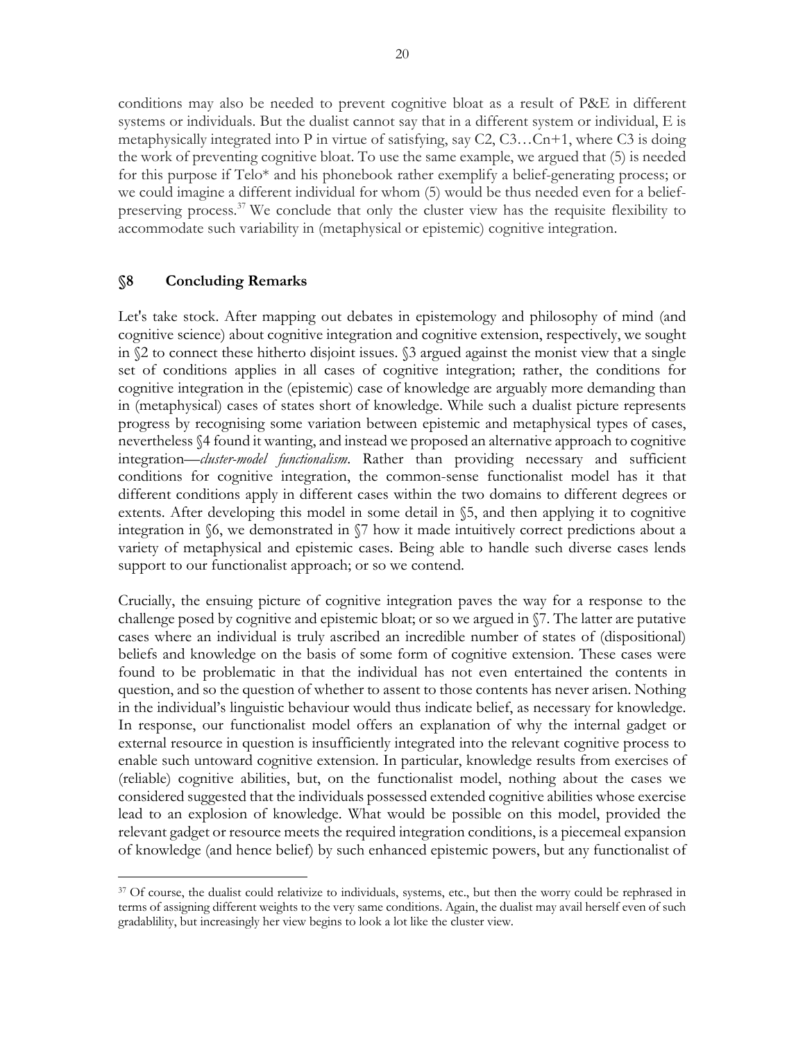conditions may also be needed to prevent cognitive bloat as a result of P&E in different systems or individuals. But the dualist cannot say that in a different system or individual, E is metaphysically integrated into P in virtue of satisfying, say C2, C3…Cn+1, where C3 is doing the work of preventing cognitive bloat. To use the same example, we argued that (5) is needed for this purpose if Telo* and his phonebook rather exemplify a belief-generating process; or we could imagine a different individual for whom (5) would be thus needed even for a belief-preserving process.[37] We conclude that only the cluster view has the requisite flexibility to accommodate such variability in (metaphysical or epistemic) cognitive integration.

## §8 Concluding Remarks

Let's take stock. After mapping out debates in epistemology and philosophy of mind (and cognitive science) about cognitive integration and cognitive extension, respectively, we sought in §2 to connect these hitherto disjoint issues. §3 argued against the monist view that a single set of conditions applies in all cases of cognitive integration; rather, the conditions for cognitive integration in the (epistemic) case of knowledge are arguably more demanding than in (metaphysical) cases of states short of knowledge. While such a dualist picture represents progress by recognising some variation between epistemic and metaphysical types of cases, nevertheless §4 found it wanting, and instead we proposed an alternative approach to cognitive integration—*cluster-model functionalism*. Rather than providing necessary and sufficient conditions for cognitive integration, the common-sense functionalist model has it that different conditions apply in different cases within the two domains to different degrees or extents. After developing this model in some detail in §5, and then applying it to cognitive integration in §6, we demonstrated in §7 how it made intuitively correct predictions about a variety of metaphysical and epistemic cases. Being able to handle such diverse cases lends support to our functionalist approach; or so we contend.

Crucially, the ensuing picture of cognitive integration paves the way for a response to the challenge posed by cognitive and epistemic bloat; or so we argued in §7. The latter are putative cases where an individual is truly ascribed an incredible number of states of (dispositional) beliefs and knowledge on the basis of some form of cognitive extension. These cases were found to be problematic in that the individual has not even entertained the contents in question, and so the question of whether to assent to those contents has never arisen. Nothing in the individual's linguistic behaviour would thus indicate belief, as necessary for knowledge. In response, our functionalist model offers an explanation of why the internal gadget or external resource in question is insufficiently integrated into the relevant cognitive process to enable such untoward cognitive extension. In particular, knowledge results from exercises of (reliable) cognitive abilities, but, on the functionalist model, nothing about the cases we considered suggested that the individuals possessed extended cognitive abilities whose exercise lead to an explosion of knowledge. What would be possible on this model, provided the relevant gadget or resource meets the required integration conditions, is a piecemeal expansion of knowledge (and hence belief) by such enhanced epistemic powers, but any functionalist of

[37] Of course, the dualist could relativize to individuals, systems, etc., but then the worry could be rephrased in terms of assigning different weights to the very same conditions. Again, the dualist may avail herself even of such gradablility, but increasingly her view begins to look a lot like the cluster view.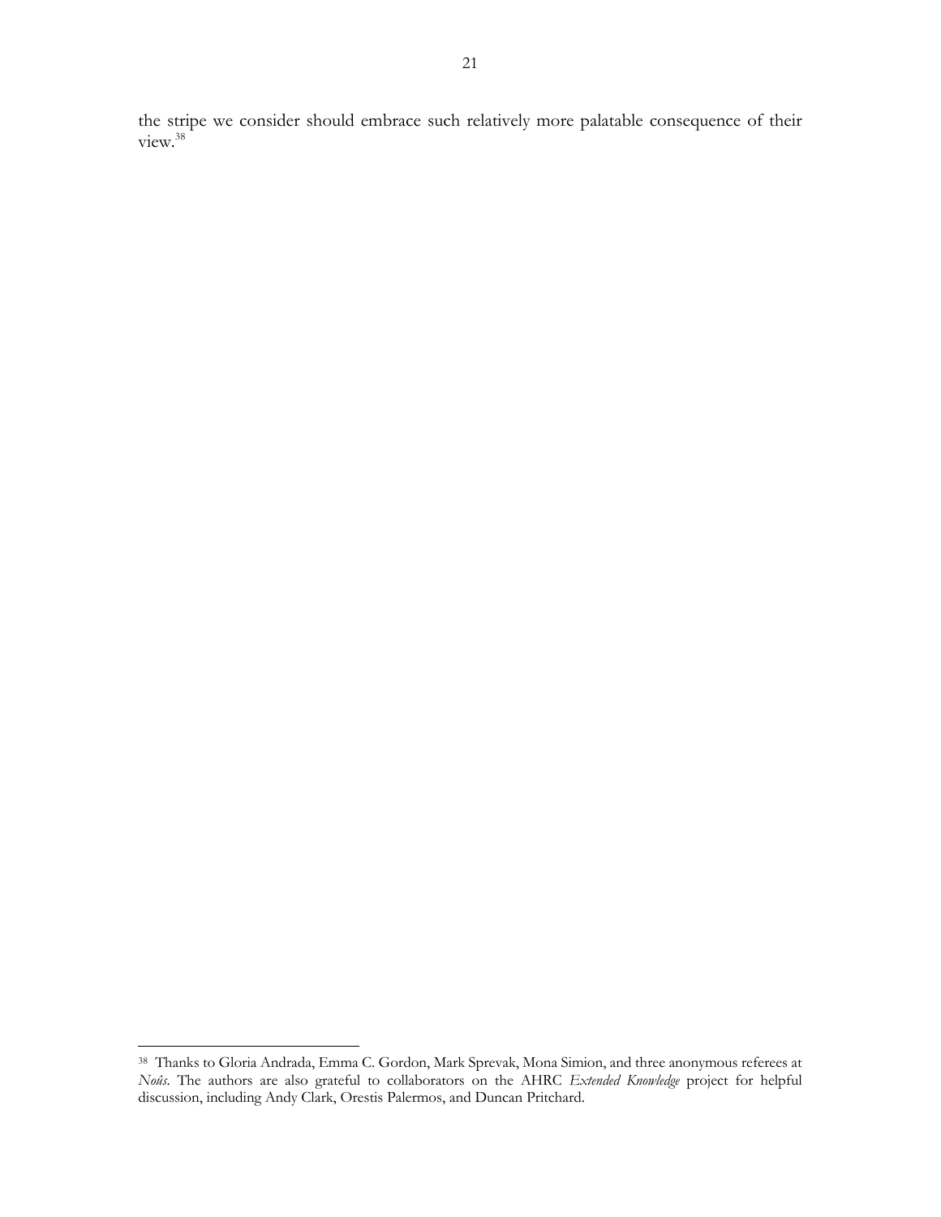the stripe we consider should embrace such relatively more palatable consequence of their view.[38]

---

[38] Thanks to Gloria Andrada, Emma C. Gordon, Mark Sprevak, Mona Simion, and three anonymous referees at *Noûs*. The authors are also grateful to collaborators on the AHRC *Extended Knowledge* project for helpful discussion, including Andy Clark, Orestis Palermos, and Duncan Pritchard.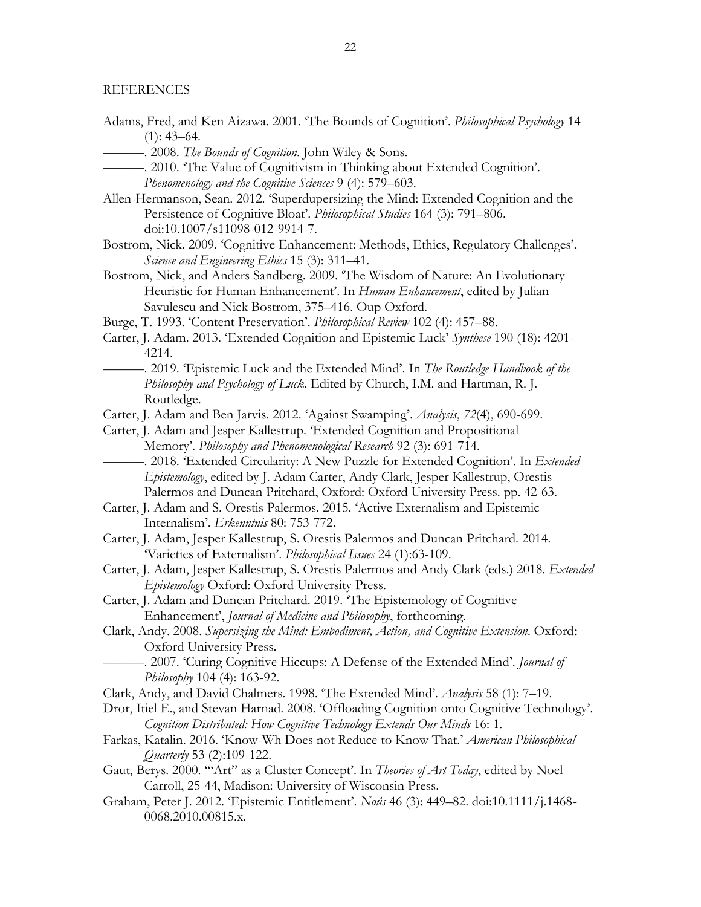REFERENCES

Adams, Fred, and Ken Aizawa. 2001. 'The Bounds of Cognition'. *Philosophical Psychology* 14 (1): 43–64.

———. 2008. *The Bounds of Cognition*. John Wiley & Sons.

———. 2010. 'The Value of Cognitivism in Thinking about Extended Cognition'. *Phenomenology and the Cognitive Sciences* 9 (4): 579–603.

Allen-Hermanson, Sean. 2012. 'Superdupersizing the Mind: Extended Cognition and the Persistence of Cognitive Bloat'. *Philosophical Studies* 164 (3): 791–806. doi:10.1007/s11098-012-9914-7.

Bostrom, Nick. 2009. 'Cognitive Enhancement: Methods, Ethics, Regulatory Challenges'. *Science and Engineering Ethics* 15 (3): 311–41.

Bostrom, Nick, and Anders Sandberg. 2009. 'The Wisdom of Nature: An Evolutionary Heuristic for Human Enhancement'. In *Human Enhancement*, edited by Julian Savulescu and Nick Bostrom, 375–416. Oup Oxford.

Burge, T. 1993. 'Content Preservation'. *Philosophical Review* 102 (4): 457–88.

Carter, J. Adam. 2013. 'Extended Cognition and Epistemic Luck' *Synthese* 190 (18): 4201-4214.

———. 2019. 'Epistemic Luck and the Extended Mind'. In *The Routledge Handbook of the Philosophy and Psychology of Luck*. Edited by Church, I.M. and Hartman, R. J. Routledge.

Carter, J. Adam and Ben Jarvis. 2012. 'Against Swamping'. *Analysis*, *72*(4), 690-699.

Carter, J. Adam and Jesper Kallestrup. 'Extended Cognition and Propositional Memory'. *Philosophy and Phenomenological Research* 92 (3): 691-714.

———. 2018. 'Extended Circularity: A New Puzzle for Extended Cognition'. In *Extended Epistemology*, edited by J. Adam Carter, Andy Clark, Jesper Kallestrup, Orestis Palermos and Duncan Pritchard, Oxford: Oxford University Press. pp. 42-63.

Carter, J. Adam and S. Orestis Palermos. 2015. 'Active Externalism and Epistemic Internalism'. *Erkenntnis* 80: 753-772.

Carter, J. Adam, Jesper Kallestrup, S. Orestis Palermos and Duncan Pritchard. 2014. 'Varieties of Externalism'. *Philosophical Issues* 24 (1):63-109.

Carter, J. Adam, Jesper Kallestrup, S. Orestis Palermos and Andy Clark (eds.) 2018. *Extended Epistemology* Oxford: Oxford University Press.

Carter, J. Adam and Duncan Pritchard. 2019. 'The Epistemology of Cognitive Enhancement', *Journal of Medicine and Philosophy*, forthcoming.

Clark, Andy. 2008. *Supersizing the Mind: Embodiment, Action, and Cognitive Extension*. Oxford: Oxford University Press.

———. 2007. 'Curing Cognitive Hiccups: A Defense of the Extended Mind'. *Journal of Philosophy* 104 (4): 163-92.

Clark, Andy, and David Chalmers. 1998. 'The Extended Mind'. *Analysis* 58 (1): 7–19.

Dror, Itiel E., and Stevan Harnad. 2008. 'Offloading Cognition onto Cognitive Technology'. *Cognition Distributed: How Cognitive Technology Extends Our Minds* 16: 1.

Farkas, Katalin. 2016. 'Know-Wh Does not Reduce to Know That.' *American Philosophical Quarterly* 53 (2):109-122.

Gaut, Berys. 2000. '"Art" as a Cluster Concept'. In *Theories of Art Today*, edited by Noel Carroll, 25-44, Madison: University of Wisconsin Press.

Graham, Peter J. 2012. 'Epistemic Entitlement'. *Noûs* 46 (3): 449–82. doi:10.1111/j.1468-0068.2010.00815.x.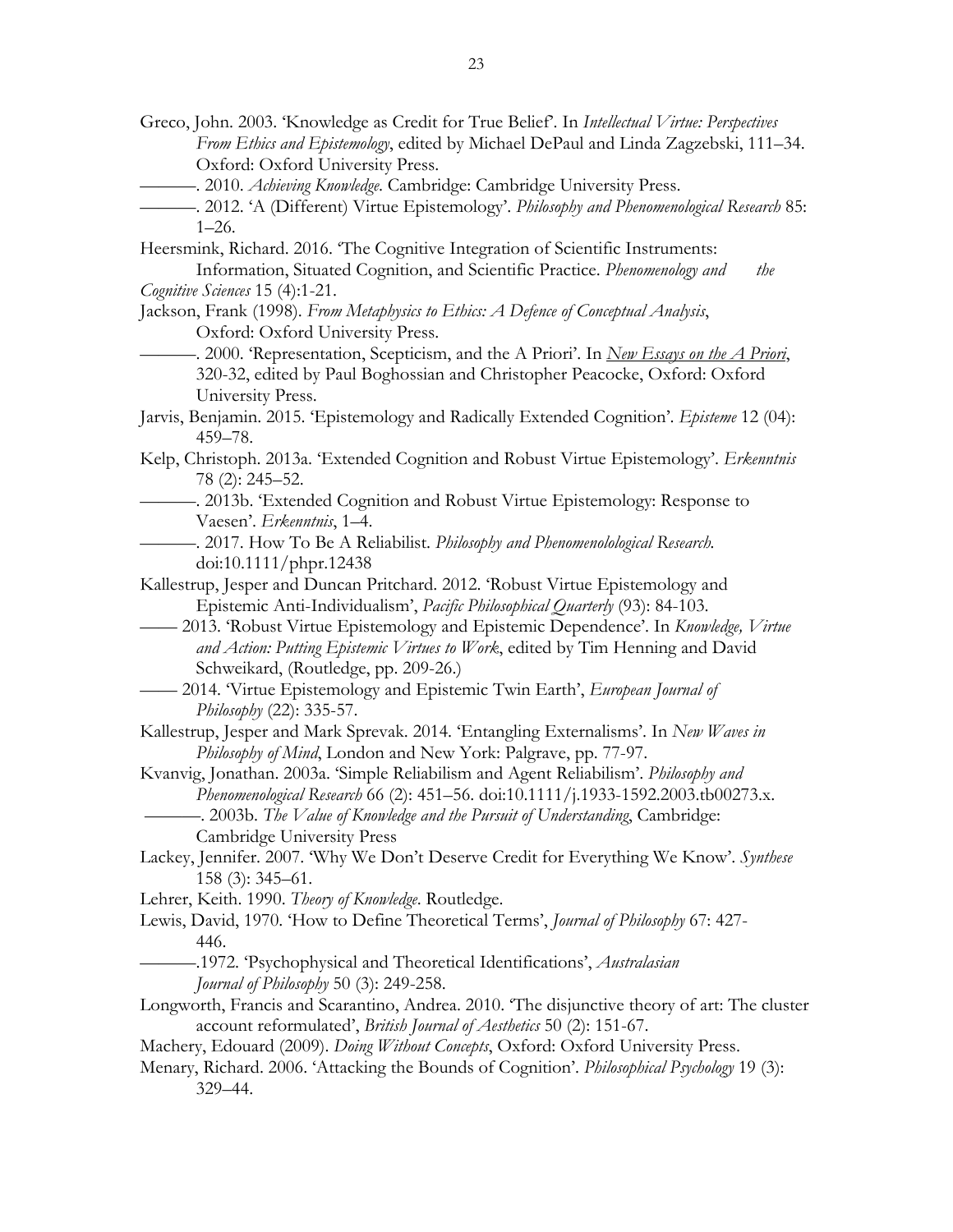Greco, John. 2003. 'Knowledge as Credit for True Belief'. In *Intellectual Virtue: Perspectives From Ethics and Epistemology*, edited by Michael DePaul and Linda Zagzebski, 111–34. Oxford: Oxford University Press.

———. 2010. *Achieving Knowledge*. Cambridge: Cambridge University Press.

———. 2012. 'A (Different) Virtue Epistemology'. *Philosophy and Phenomenological Research* 85: 1–26.

Heersmink, Richard. 2016. 'The Cognitive Integration of Scientific Instruments: Information, Situated Cognition, and Scientific Practice. *Phenomenology and the Cognitive Sciences* 15 (4):1-21.

Jackson, Frank (1998). *From Metaphysics to Ethics: A Defence of Conceptual Analysis*, Oxford: Oxford University Press.

———. 2000. 'Representation, Scepticism, and the A Priori'. In *New Essays on the A Priori*, 320-32, edited by Paul Boghossian and Christopher Peacocke, Oxford: Oxford University Press.

Jarvis, Benjamin. 2015. 'Epistemology and Radically Extended Cognition'. *Episteme* 12 (04): 459–78.

Kelp, Christoph. 2013a. 'Extended Cognition and Robust Virtue Epistemology'. *Erkenntnis* 78 (2): 245–52.

———. 2013b. 'Extended Cognition and Robust Virtue Epistemology: Response to Vaesen'. *Erkenntnis*, 1–4.

———. 2017. How To Be A Reliabilist. *Philosophy and Phenomenolological Research.* doi:10.1111/phpr.12438

Kallestrup, Jesper and Duncan Pritchard. 2012. 'Robust Virtue Epistemology and Epistemic Anti-Individualism', *Pacific Philosophical Quarterly* (93): 84-103.

—— 2013. 'Robust Virtue Epistemology and Epistemic Dependence'. In *Knowledge, Virtue and Action: Putting Epistemic Virtues to Work*, edited by Tim Henning and David Schweikard, (Routledge, pp. 209-26.)

—— 2014. 'Virtue Epistemology and Epistemic Twin Earth', *European Journal of Philosophy* (22): 335-57.

Kallestrup, Jesper and Mark Sprevak. 2014. 'Entangling Externalisms'. In *New Waves in Philosophy of Mind*, London and New York: Palgrave, pp. 77-97.

Kvanvig, Jonathan. 2003a. 'Simple Reliabilism and Agent Reliabilism'. *Philosophy and Phenomenological Research* 66 (2): 451–56. doi:10.1111/j.1933-1592.2003.tb00273.x.

———. 2003b. *The Value of Knowledge and the Pursuit of Understanding*, Cambridge: Cambridge University Press

Lackey, Jennifer. 2007. 'Why We Don't Deserve Credit for Everything We Know'. *Synthese* 158 (3): 345–61.

Lehrer, Keith. 1990. *Theory of Knowledge*. Routledge.

Lewis, David, 1970. 'How to Define Theoretical Terms', *Journal of Philosophy* 67: 427-446.

———.1972. 'Psychophysical and Theoretical Identifications', *Australasian Journal of Philosophy* 50 (3): 249-258.

Longworth, Francis and Scarantino, Andrea. 2010. 'The disjunctive theory of art: The cluster account reformulated', *British Journal of Aesthetics* 50 (2): 151-67.

Machery, Edouard (2009). *Doing Without Concepts*, Oxford: Oxford University Press.

Menary, Richard. 2006. 'Attacking the Bounds of Cognition'. *Philosophical Psychology* 19 (3): 329–44.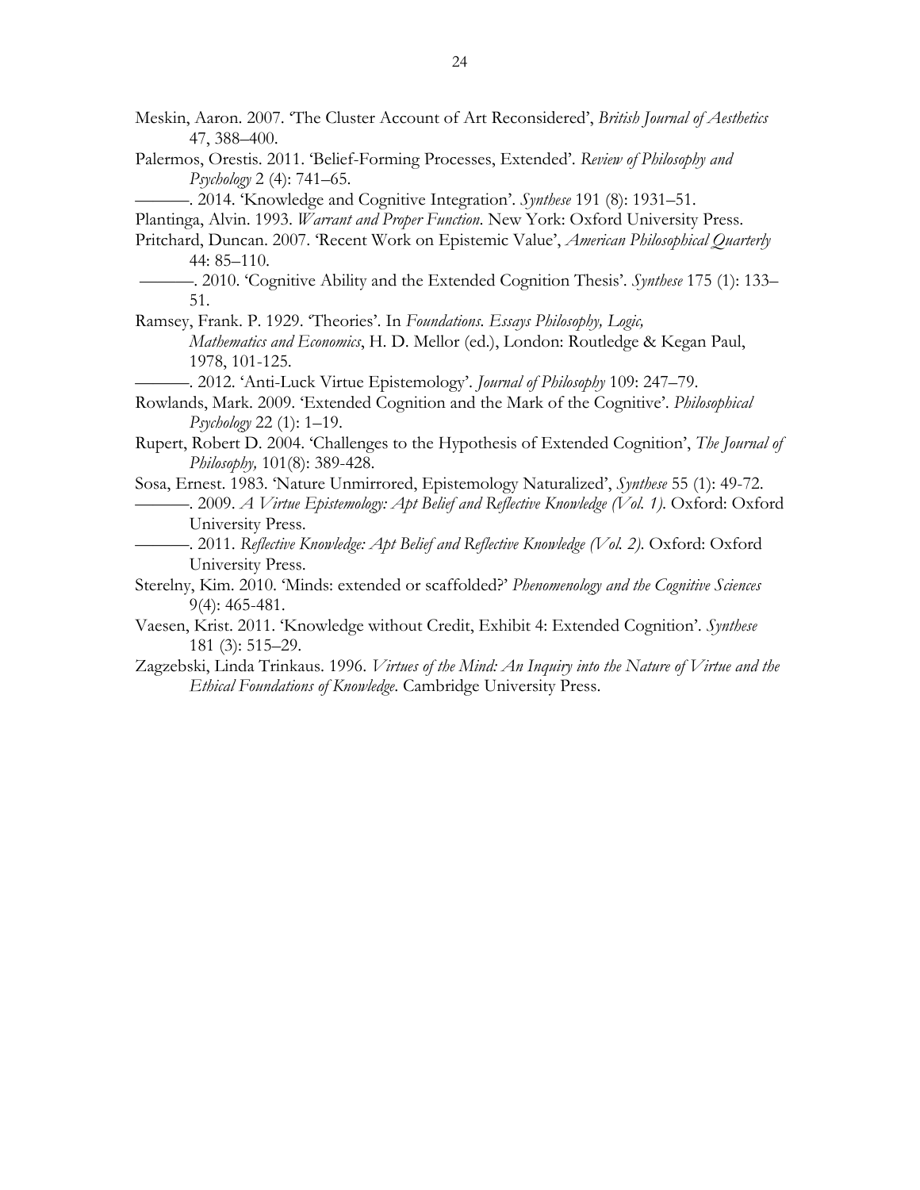Meskin, Aaron. 2007. 'The Cluster Account of Art Reconsidered', *British Journal of Aesthetics* 47, 388–400.

Palermos, Orestis. 2011. 'Belief-Forming Processes, Extended'. *Review of Philosophy and Psychology* 2 (4): 741–65.

———. 2014. 'Knowledge and Cognitive Integration'. *Synthese* 191 (8): 1931–51.

Plantinga, Alvin. 1993. *Warrant and Proper Function*. New York: Oxford University Press.

Pritchard, Duncan. 2007. 'Recent Work on Epistemic Value', *American Philosophical Quarterly* 44: 85–110.

———. 2010. 'Cognitive Ability and the Extended Cognition Thesis'. *Synthese* 175 (1): 133–51.

Ramsey, Frank. P. 1929. 'Theories'. In *Foundations. Essays Philosophy, Logic, Mathematics and Economics*, H. D. Mellor (ed.), London: Routledge & Kegan Paul, 1978, 101-125.

———. 2012. 'Anti-Luck Virtue Epistemology'. *Journal of Philosophy* 109: 247–79.

Rowlands, Mark. 2009. 'Extended Cognition and the Mark of the Cognitive'. *Philosophical Psychology* 22 (1): 1–19.

Rupert, Robert D. 2004. 'Challenges to the Hypothesis of Extended Cognition', *The Journal of Philosophy,* 101(8): 389-428.

Sosa, Ernest. 1983. 'Nature Unmirrored, Epistemology Naturalized', *Synthese* 55 (1): 49-72.

———. 2009. *A Virtue Epistemology: Apt Belief and Reflective Knowledge (Vol. 1)*. Oxford: Oxford University Press.

———. 2011. *Reflective Knowledge: Apt Belief and Reflective Knowledge (Vol. 2)*. Oxford: Oxford University Press.

Sterelny, Kim. 2010. 'Minds: extended or scaffolded?' *Phenomenology and the Cognitive Sciences* 9(4): 465-481.

Vaesen, Krist. 2011. 'Knowledge without Credit, Exhibit 4: Extended Cognition'. *Synthese* 181 (3): 515–29.

Zagzebski, Linda Trinkaus. 1996. *Virtues of the Mind: An Inquiry into the Nature of Virtue and the Ethical Foundations of Knowledge*. Cambridge University Press.